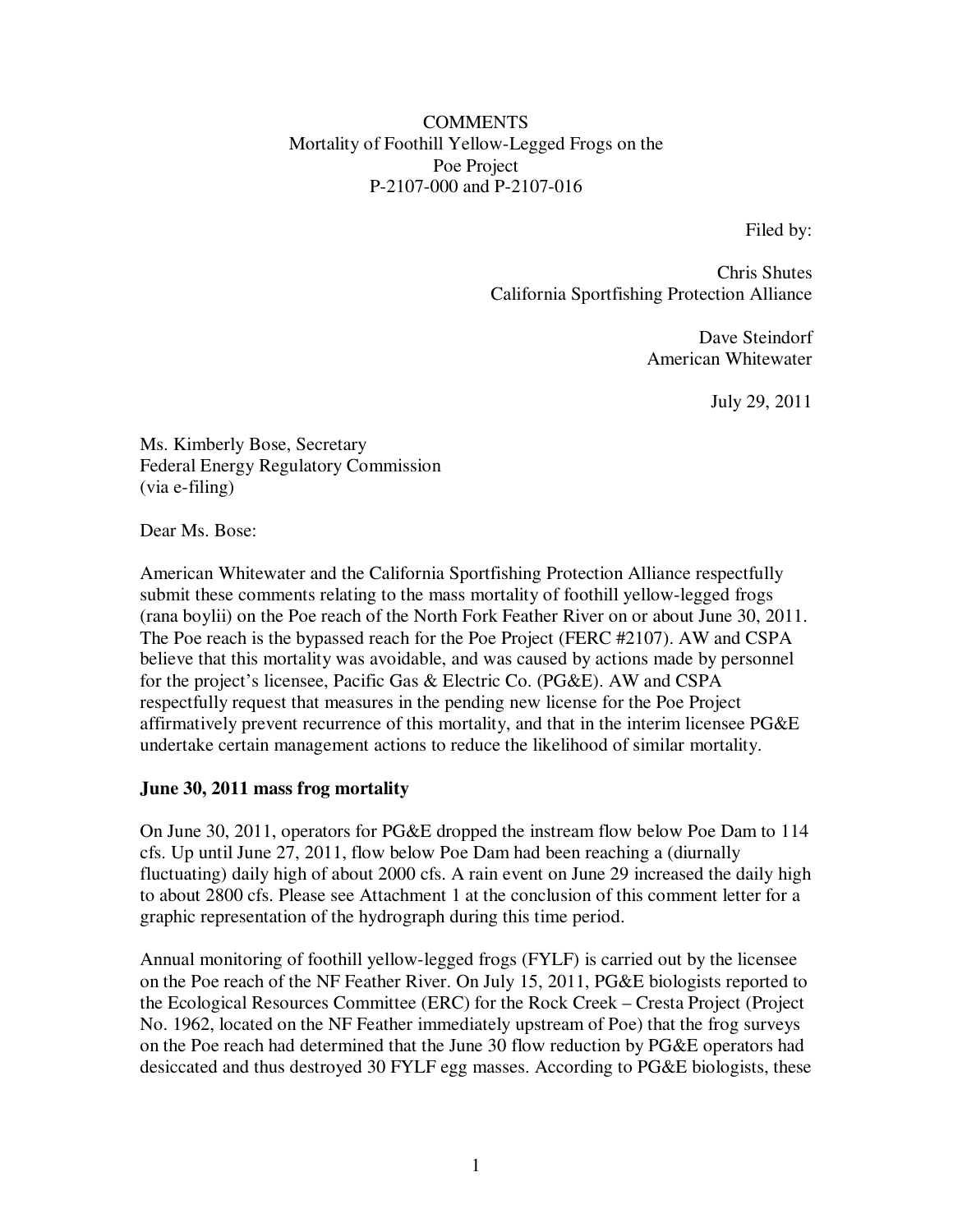COMMENTS
Mortality of Foothill Yellow-Legged Frogs on the
Poe Project
P-2107-000 and P-2107-016

Filed by:

Chris Shutes
California Sportfishing Protection Alliance

Dave Steindorf
American Whitewater

July 29, 2011

Ms. Kimberly Bose, Secretary
Federal Energy Regulatory Commission
(via e-filing)

Dear Ms. Bose:

American Whitewater and the California Sportfishing Protection Alliance respectfully submit these comments relating to the mass mortality of foothill yellow-legged frogs (rana boylii) on the Poe reach of the North Fork Feather River on or about June 30, 2011. The Poe reach is the bypassed reach for the Poe Project (FERC #2107). AW and CSPA believe that this mortality was avoidable, and was caused by actions made by personnel for the project's licensee, Pacific Gas & Electric Co. (PG&E). AW and CSPA respectfully request that measures in the pending new license for the Poe Project affirmatively prevent recurrence of this mortality, and that in the interim licensee PG&E undertake certain management actions to reduce the likelihood of similar mortality.

**June 30, 2011 mass frog mortality**

On June 30, 2011, operators for PG&E dropped the instream flow below Poe Dam to 114 cfs. Up until June 27, 2011, flow below Poe Dam had been reaching a (diurnally fluctuating) daily high of about 2000 cfs. A rain event on June 29 increased the daily high to about 2800 cfs. Please see Attachment 1 at the conclusion of this comment letter for a graphic representation of the hydrograph during this time period.

Annual monitoring of foothill yellow-legged frogs (FYLF) is carried out by the licensee on the Poe reach of the NF Feather River. On July 15, 2011, PG&E biologists reported to the Ecological Resources Committee (ERC) for the Rock Creek – Cresta Project (Project No. 1962, located on the NF Feather immediately upstream of Poe) that the frog surveys on the Poe reach had determined that the June 30 flow reduction by PG&E operators had desiccated and thus destroyed 30 FYLF egg masses. According to PG&E biologists, these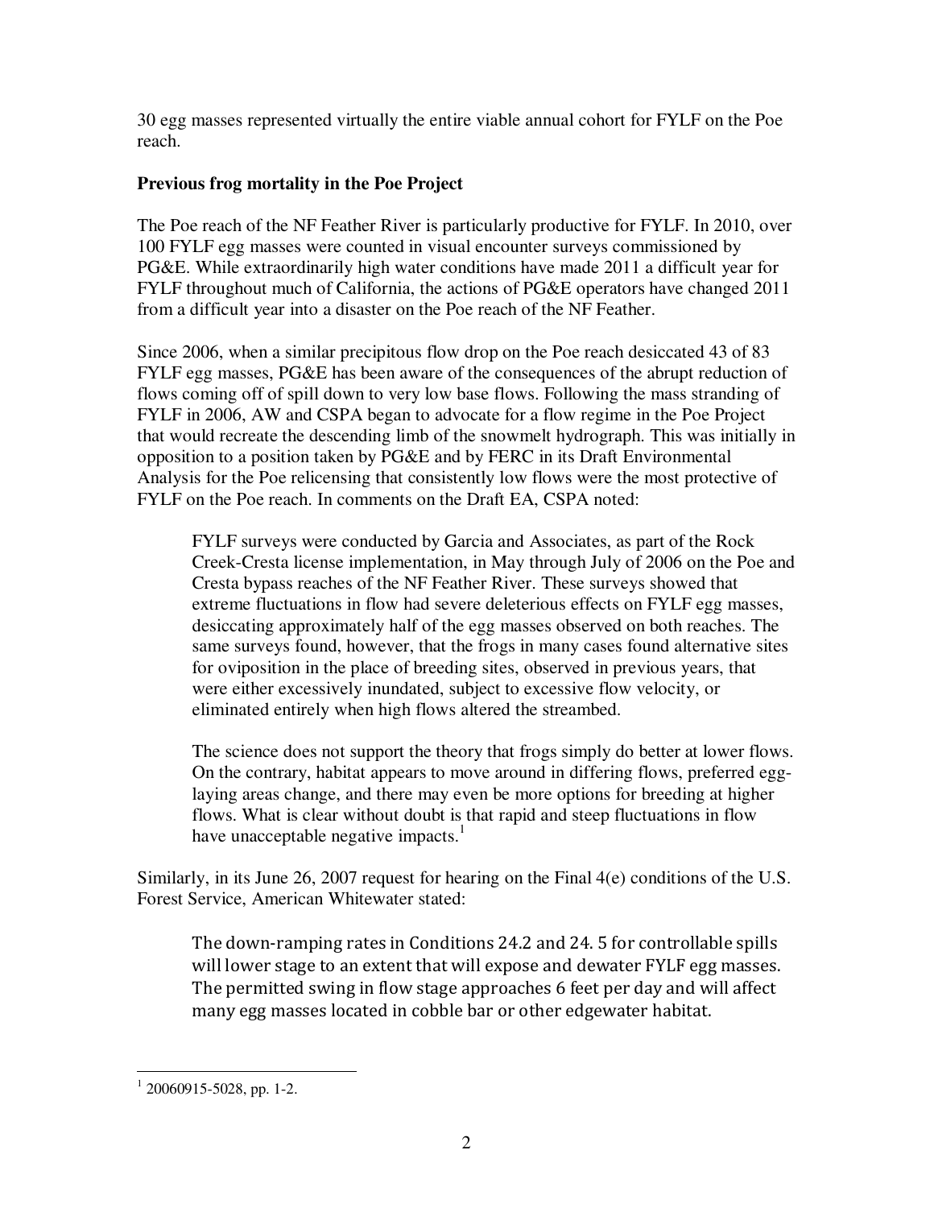30 egg masses represented virtually the entire viable annual cohort for FYLF on the Poe reach.

**Previous frog mortality in the Poe Project**

The Poe reach of the NF Feather River is particularly productive for FYLF. In 2010, over 100 FYLF egg masses were counted in visual encounter surveys commissioned by PG&E. While extraordinarily high water conditions have made 2011 a difficult year for FYLF throughout much of California, the actions of PG&E operators have changed 2011 from a difficult year into a disaster on the Poe reach of the NF Feather.

Since 2006, when a similar precipitous flow drop on the Poe reach desiccated 43 of 83 FYLF egg masses, PG&E has been aware of the consequences of the abrupt reduction of flows coming off of spill down to very low base flows. Following the mass stranding of FYLF in 2006, AW and CSPA began to advocate for a flow regime in the Poe Project that would recreate the descending limb of the snowmelt hydrograph. This was initially in opposition to a position taken by PG&E and by FERC in its Draft Environmental Analysis for the Poe relicensing that consistently low flows were the most protective of FYLF on the Poe reach. In comments on the Draft EA, CSPA noted:

> FYLF surveys were conducted by Garcia and Associates, as part of the Rock Creek-Cresta license implementation, in May through July of 2006 on the Poe and Cresta bypass reaches of the NF Feather River. These surveys showed that extreme fluctuations in flow had severe deleterious effects on FYLF egg masses, desiccating approximately half of the egg masses observed on both reaches. The same surveys found, however, that the frogs in many cases found alternative sites for oviposition in the place of breeding sites, observed in previous years, that were either excessively inundated, subject to excessive flow velocity, or eliminated entirely when high flows altered the streambed.
>
> The science does not support the theory that frogs simply do better at lower flows. On the contrary, habitat appears to move around in differing flows, preferred egg-laying areas change, and there may even be more options for breeding at higher flows. What is clear without doubt is that rapid and steep fluctuations in flow have unacceptable negative impacts.[1]

Similarly, in its June 26, 2007 request for hearing on the Final 4(e) conditions of the U.S. Forest Service, American Whitewater stated:

> The down-ramping rates in Conditions 24.2 and 24. 5 for controllable spills will lower stage to an extent that will expose and dewater FYLF egg masses. The permitted swing in flow stage approaches 6 feet per day and will affect many egg masses located in cobble bar or other edgewater habitat.

---

[1] 20060915-5028, pp. 1-2.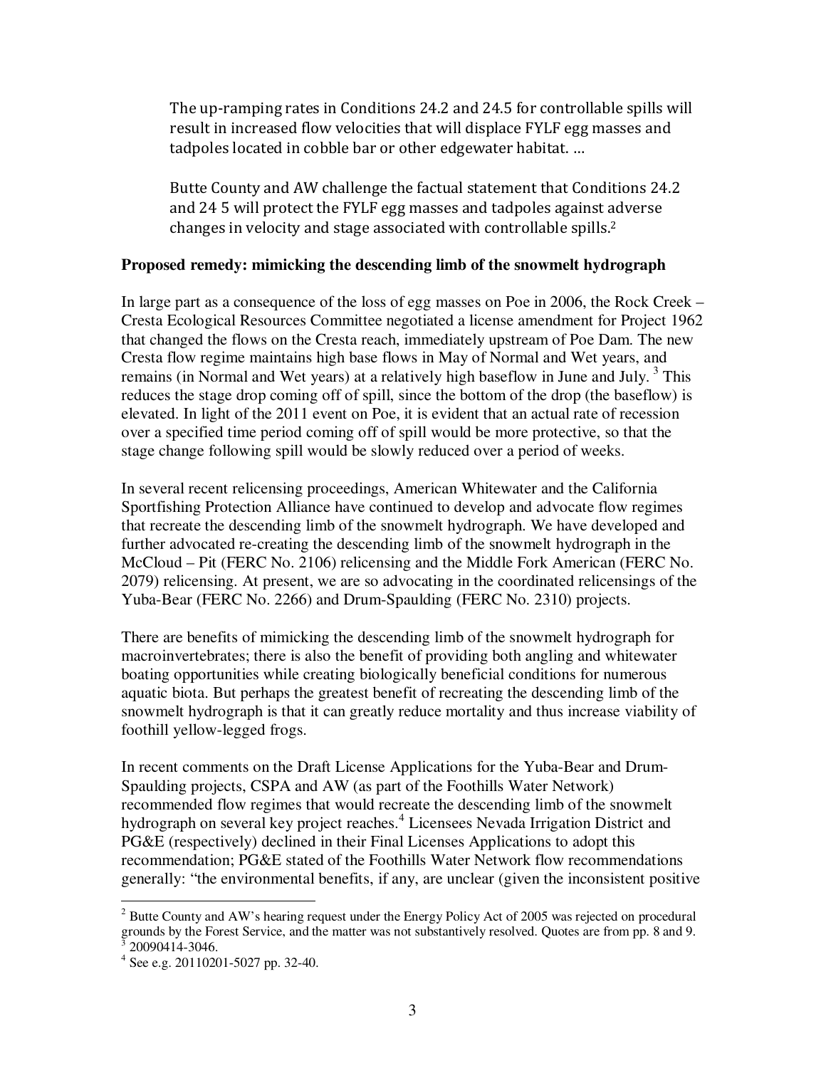> The up-ramping rates in Conditions 24.2 and 24.5 for controllable spills will result in increased flow velocities that will displace FYLF egg masses and tadpoles located in cobble bar or other edgewater habitat. …
>
> Butte County and AW challenge the factual statement that Conditions 24.2 and 24 5 will protect the FYLF egg masses and tadpoles against adverse changes in velocity and stage associated with controllable spills.[2]

**Proposed remedy: mimicking the descending limb of the snowmelt hydrograph**

In large part as a consequence of the loss of egg masses on Poe in 2006, the Rock Creek – Cresta Ecological Resources Committee negotiated a license amendment for Project 1962 that changed the flows on the Cresta reach, immediately upstream of Poe Dam. The new Cresta flow regime maintains high base flows in May of Normal and Wet years, and remains (in Normal and Wet years) at a relatively high baseflow in June and July.[3] This reduces the stage drop coming off of spill, since the bottom of the drop (the baseflow) is elevated. In light of the 2011 event on Poe, it is evident that an actual rate of recession over a specified time period coming off of spill would be more protective, so that the stage change following spill would be slowly reduced over a period of weeks.

In several recent relicensing proceedings, American Whitewater and the California Sportfishing Protection Alliance have continued to develop and advocate flow regimes that recreate the descending limb of the snowmelt hydrograph. We have developed and further advocated re-creating the descending limb of the snowmelt hydrograph in the McCloud – Pit (FERC No. 2106) relicensing and the Middle Fork American (FERC No. 2079) relicensing. At present, we are so advocating in the coordinated relicensings of the Yuba-Bear (FERC No. 2266) and Drum-Spaulding (FERC No. 2310) projects.

There are benefits of mimicking the descending limb of the snowmelt hydrograph for macroinvertebrates; there is also the benefit of providing both angling and whitewater boating opportunities while creating biologically beneficial conditions for numerous aquatic biota. But perhaps the greatest benefit of recreating the descending limb of the snowmelt hydrograph is that it can greatly reduce mortality and thus increase viability of foothill yellow-legged frogs.

In recent comments on the Draft License Applications for the Yuba-Bear and Drum-Spaulding projects, CSPA and AW (as part of the Foothills Water Network) recommended flow regimes that would recreate the descending limb of the snowmelt hydrograph on several key project reaches.[4] Licensees Nevada Irrigation District and PG&E (respectively) declined in their Final Licenses Applications to adopt this recommendation; PG&E stated of the Foothills Water Network flow recommendations generally: "the environmental benefits, if any, are unclear (given the inconsistent positive

---

[2] Butte County and AW's hearing request under the Energy Policy Act of 2005 was rejected on procedural grounds by the Forest Service, and the matter was not substantively resolved. Quotes are from pp. 8 and 9.

[3] 20090414-3046.

[4] See e.g. 20110201-5027 pp. 32-40.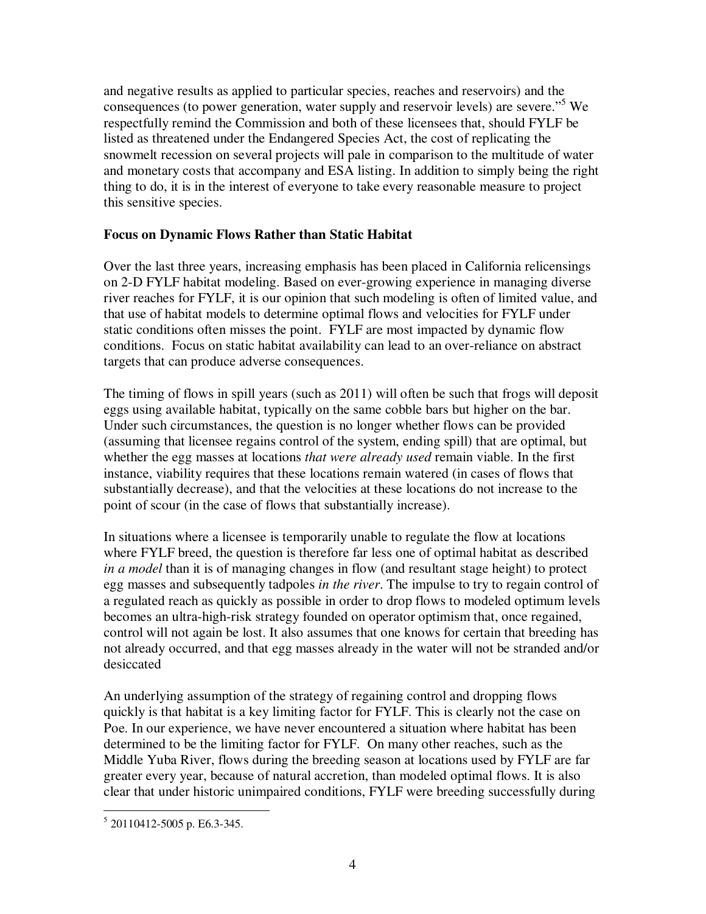and negative results as applied to particular species, reaches and reservoirs) and the consequences (to power generation, water supply and reservoir levels) are severe."[5] We respectfully remind the Commission and both of these licensees that, should FYLF be listed as threatened under the Endangered Species Act, the cost of replicating the snowmelt recession on several projects will pale in comparison to the multitude of water and monetary costs that accompany and ESA listing. In addition to simply being the right thing to do, it is in the interest of everyone to take every reasonable measure to project this sensitive species.

**Focus on Dynamic Flows Rather than Static Habitat**

Over the last three years, increasing emphasis has been placed in California relicensings on 2-D FYLF habitat modeling. Based on ever-growing experience in managing diverse river reaches for FYLF, it is our opinion that such modeling is often of limited value, and that use of habitat models to determine optimal flows and velocities for FYLF under static conditions often misses the point. FYLF are most impacted by dynamic flow conditions. Focus on static habitat availability can lead to an over-reliance on abstract targets that can produce adverse consequences.

The timing of flows in spill years (such as 2011) will often be such that frogs will deposit eggs using available habitat, typically on the same cobble bars but higher on the bar. Under such circumstances, the question is no longer whether flows can be provided (assuming that licensee regains control of the system, ending spill) that are optimal, but whether the egg masses at locations *that were already used* remain viable. In the first instance, viability requires that these locations remain watered (in cases of flows that substantially decrease), and that the velocities at these locations do not increase to the point of scour (in the case of flows that substantially increase).

In situations where a licensee is temporarily unable to regulate the flow at locations where FYLF breed, the question is therefore far less one of optimal habitat as described *in a model* than it is of managing changes in flow (and resultant stage height) to protect egg masses and subsequently tadpoles *in the river*. The impulse to try to regain control of a regulated reach as quickly as possible in order to drop flows to modeled optimum levels becomes an ultra-high-risk strategy founded on operator optimism that, once regained, control will not again be lost. It also assumes that one knows for certain that breeding has not already occurred, and that egg masses already in the water will not be stranded and/or desiccated

An underlying assumption of the strategy of regaining control and dropping flows quickly is that habitat is a key limiting factor for FYLF. This is clearly not the case on Poe. In our experience, we have never encountered a situation where habitat has been determined to be the limiting factor for FYLF. On many other reaches, such as the Middle Yuba River, flows during the breeding season at locations used by FYLF are far greater every year, because of natural accretion, than modeled optimal flows. It is also clear that under historic unimpaired conditions, FYLF were breeding successfully during

[5] 20110412-5005 p. E6.3-345.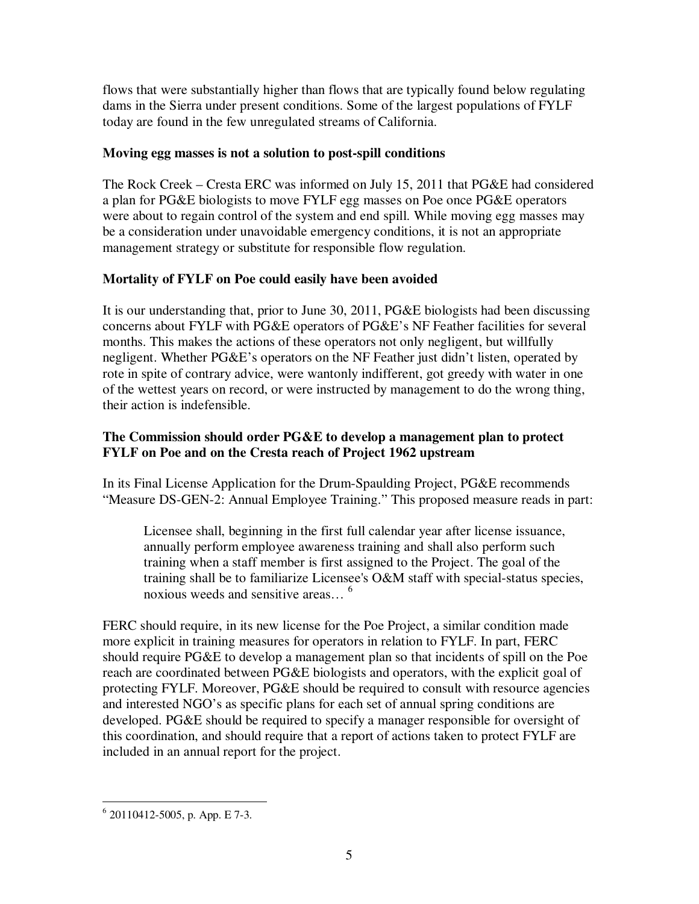flows that were substantially higher than flows that are typically found below regulating dams in the Sierra under present conditions. Some of the largest populations of FYLF today are found in the few unregulated streams of California.

**Moving egg masses is not a solution to post-spill conditions**

The Rock Creek – Cresta ERC was informed on July 15, 2011 that PG&E had considered a plan for PG&E biologists to move FYLF egg masses on Poe once PG&E operators were about to regain control of the system and end spill. While moving egg masses may be a consideration under unavoidable emergency conditions, it is not an appropriate management strategy or substitute for responsible flow regulation.

**Mortality of FYLF on Poe could easily have been avoided**

It is our understanding that, prior to June 30, 2011, PG&E biologists had been discussing concerns about FYLF with PG&E operators of PG&E's NF Feather facilities for several months. This makes the actions of these operators not only negligent, but willfully negligent. Whether PG&E's operators on the NF Feather just didn't listen, operated by rote in spite of contrary advice, were wantonly indifferent, got greedy with water in one of the wettest years on record, or were instructed by management to do the wrong thing, their action is indefensible.

**The Commission should order PG&E to develop a management plan to protect FYLF on Poe and on the Cresta reach of Project 1962 upstream**

In its Final License Application for the Drum-Spaulding Project, PG&E recommends "Measure DS-GEN-2: Annual Employee Training." This proposed measure reads in part:

> Licensee shall, beginning in the first full calendar year after license issuance, annually perform employee awareness training and shall also perform such training when a staff member is first assigned to the Project. The goal of the training shall be to familiarize Licensee's O&M staff with special-status species, noxious weeds and sensitive areas… [6]

FERC should require, in its new license for the Poe Project, a similar condition made more explicit in training measures for operators in relation to FYLF. In part, FERC should require PG&E to develop a management plan so that incidents of spill on the Poe reach are coordinated between PG&E biologists and operators, with the explicit goal of protecting FYLF. Moreover, PG&E should be required to consult with resource agencies and interested NGO's as specific plans for each set of annual spring conditions are developed. PG&E should be required to specify a manager responsible for oversight of this coordination, and should require that a report of actions taken to protect FYLF are included in an annual report for the project.

---

[6] 20110412-5005, p. App. E 7-3.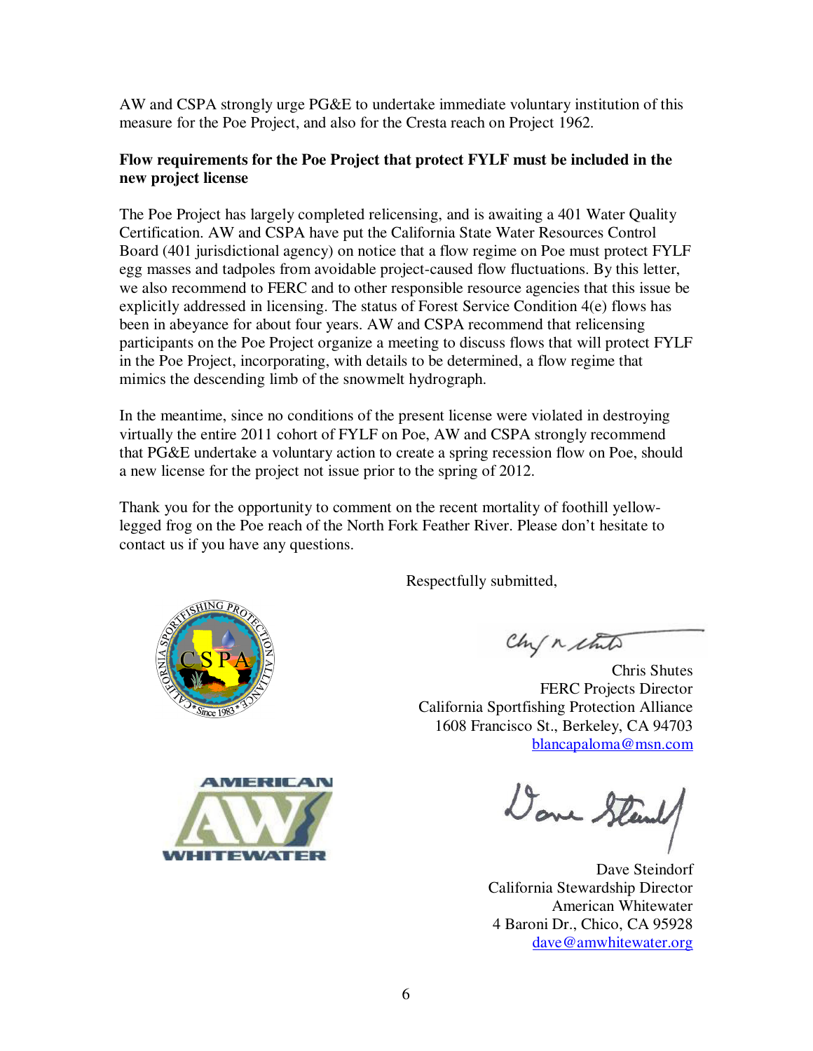AW and CSPA strongly urge PG&E to undertake immediate voluntary institution of this measure for the Poe Project, and also for the Cresta reach on Project 1962.

**Flow requirements for the Poe Project that protect FYLF must be included in the new project license**

The Poe Project has largely completed relicensing, and is awaiting a 401 Water Quality Certification. AW and CSPA have put the California State Water Resources Control Board (401 jurisdictional agency) on notice that a flow regime on Poe must protect FYLF egg masses and tadpoles from avoidable project-caused flow fluctuations. By this letter, we also recommend to FERC and to other responsible resource agencies that this issue be explicitly addressed in licensing. The status of Forest Service Condition 4(e) flows has been in abeyance for about four years. AW and CSPA recommend that relicensing participants on the Poe Project organize a meeting to discuss flows that will protect FYLF in the Poe Project, incorporating, with details to be determined, a flow regime that mimics the descending limb of the snowmelt hydrograph.

In the meantime, since no conditions of the present license were violated in destroying virtually the entire 2011 cohort of FYLF on Poe, AW and CSPA strongly recommend that PG&E undertake a voluntary action to create a spring recession flow on Poe, should a new license for the project not issue prior to the spring of 2012.

Thank you for the opportunity to comment on the recent mortality of foothill yellow-legged frog on the Poe reach of the North Fork Feather River. Please don't hesitate to contact us if you have any questions.

Respectfully submitted,

Chris Shutes
FERC Projects Director
California Sportfishing Protection Alliance
1608 Francisco St., Berkeley, CA 94703
blancapaloma@msn.com

Dave Steindorf
California Stewardship Director
American Whitewater
4 Baroni Dr., Chico, CA 95928
dave@amwhitewater.org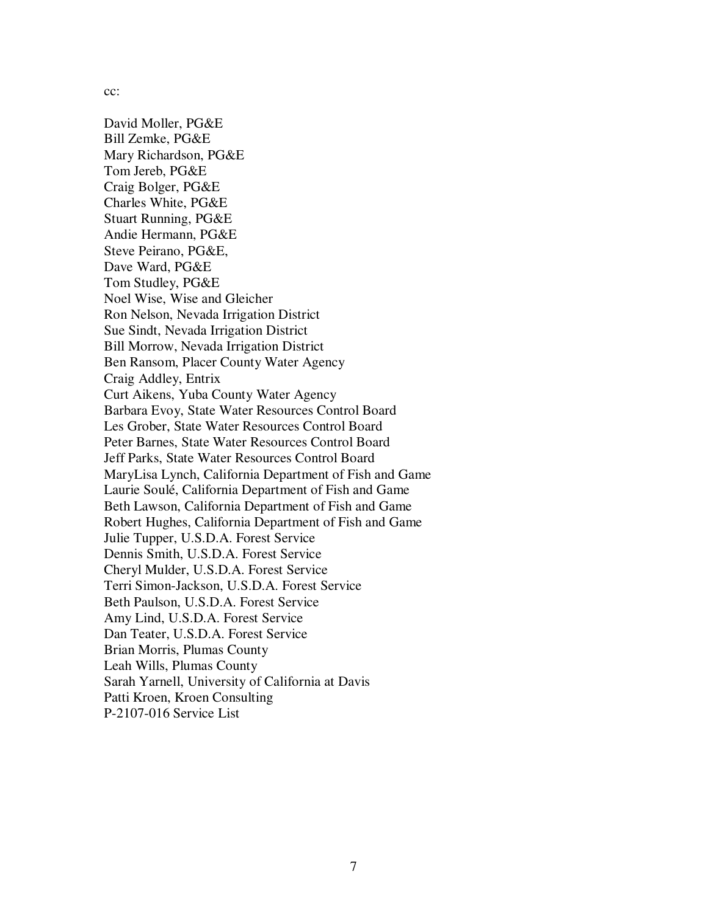cc:

David Moller, PG&E
Bill Zemke, PG&E
Mary Richardson, PG&E
Tom Jereb, PG&E
Craig Bolger, PG&E
Charles White, PG&E
Stuart Running, PG&E
Andie Hermann, PG&E
Steve Peirano, PG&E,
Dave Ward, PG&E
Tom Studley, PG&E
Noel Wise, Wise and Gleicher
Ron Nelson, Nevada Irrigation District
Sue Sindt, Nevada Irrigation District
Bill Morrow, Nevada Irrigation District
Ben Ransom, Placer County Water Agency
Craig Addley, Entrix
Curt Aikens, Yuba County Water Agency
Barbara Evoy, State Water Resources Control Board
Les Grober, State Water Resources Control Board
Peter Barnes, State Water Resources Control Board
Jeff Parks, State Water Resources Control Board
MaryLisa Lynch, California Department of Fish and Game
Laurie Soulé, California Department of Fish and Game
Beth Lawson, California Department of Fish and Game
Robert Hughes, California Department of Fish and Game
Julie Tupper, U.S.D.A. Forest Service
Dennis Smith, U.S.D.A. Forest Service
Cheryl Mulder, U.S.D.A. Forest Service
Terri Simon-Jackson, U.S.D.A. Forest Service
Beth Paulson, U.S.D.A. Forest Service
Amy Lind, U.S.D.A. Forest Service
Dan Teater, U.S.D.A. Forest Service
Brian Morris, Plumas County
Leah Wills, Plumas County
Sarah Yarnell, University of California at Davis
Patti Kroen, Kroen Consulting
P-2107-016 Service List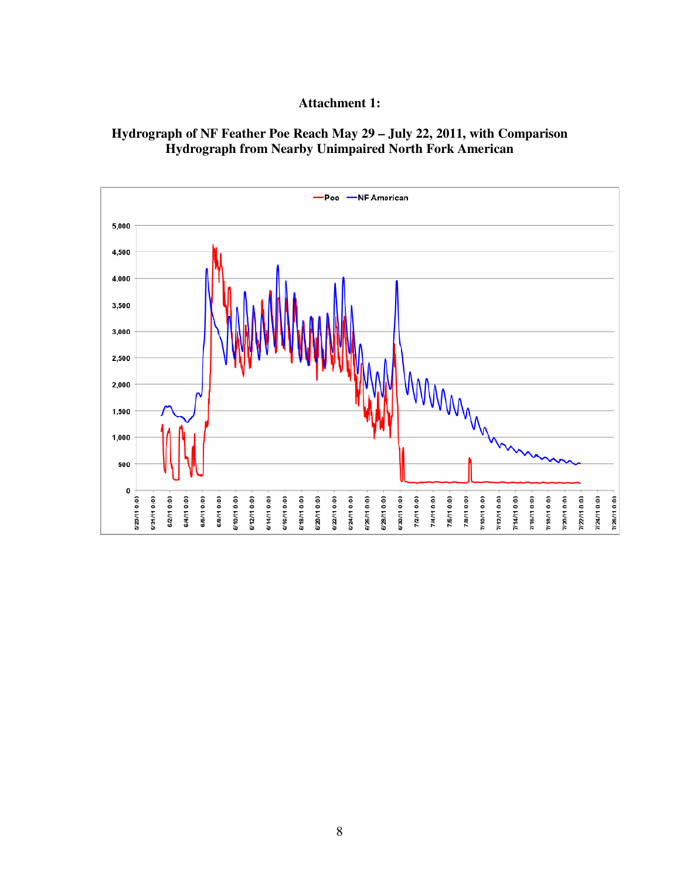# Attachment 1:

## Hydrograph of NF Feather Poe Reach May 29 – July 22, 2011, with Comparison Hydrograph from Nearby Unimpaired North Fork American

—Poe —NF American

5,000
4,500
4,000
3,500
3,000
2,500
2,000
1,500
1,000
500
0

5/29/11 0:00 5/31/11 0:00 6/2/11 0:00 6/4/11 0:00 6/6/11 0:00 6/8/11 0:00 6/10/11 0:00 6/12/11 0:00 6/14/11 0:00 6/16/11 0:00 6/18/11 0:00 6/20/11 0:00 6/22/11 0:00 6/24/11 0:00 6/26/11 0:00 6/28/11 0:00 6/30/11 0:00 7/2/11 0:00 7/4/11 0:00 7/6/11 0:00 7/8/11 0:00 7/10/11 0:00 7/12/11 0:00 7/14/11 0:00 7/16/11 0:00 7/18/11 0:00 7/20/11 0:00 7/22/11 0:00 7/24/11 0:00 7/26/11 0:00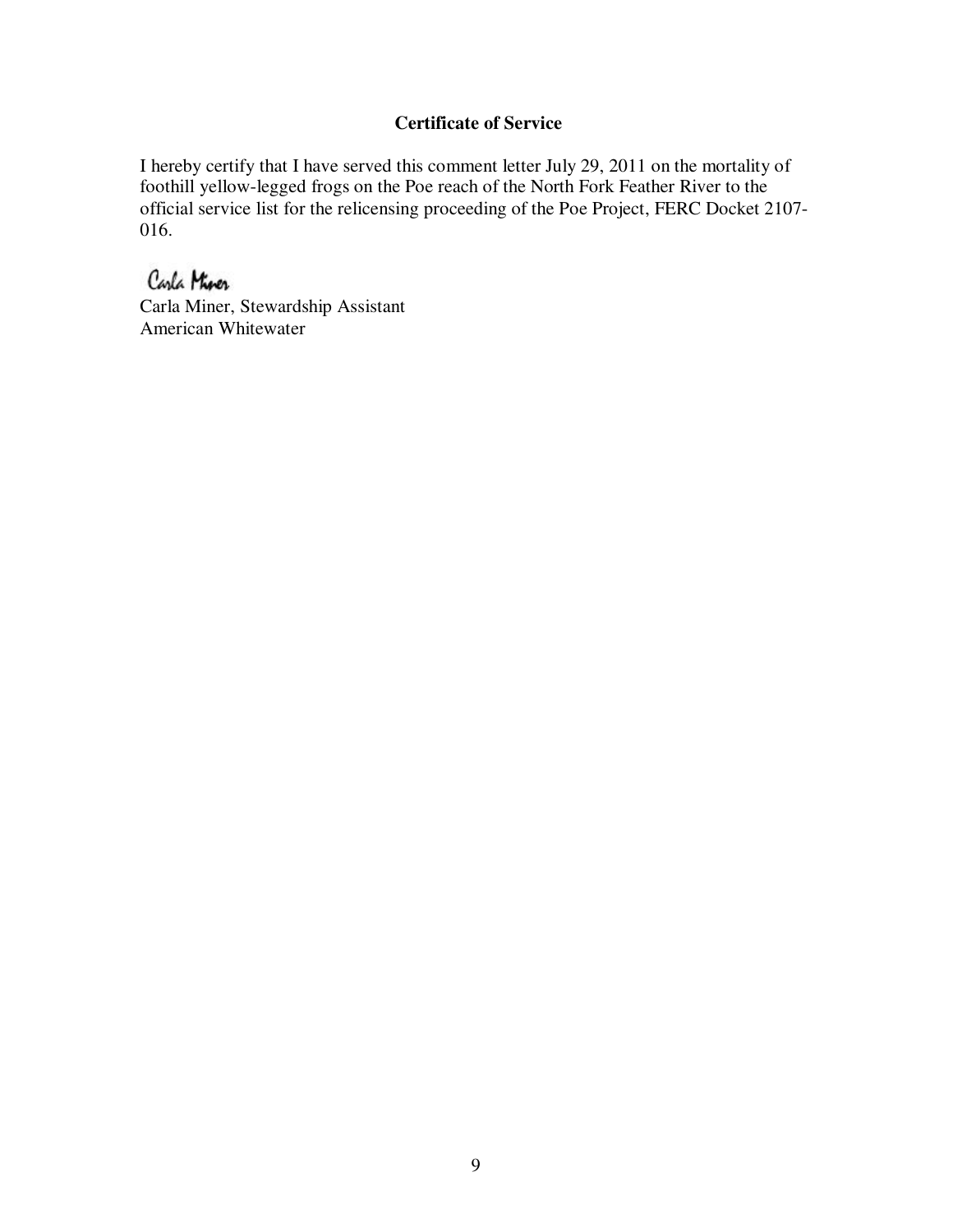**Certificate of Service**

I hereby certify that I have served this comment letter July 29, 2011 on the mortality of foothill yellow-legged frogs on the Poe reach of the North Fork Feather River to the official service list for the relicensing proceeding of the Poe Project, FERC Docket 2107-016.

Carla Miner

Carla Miner, Stewardship Assistant
American Whitewater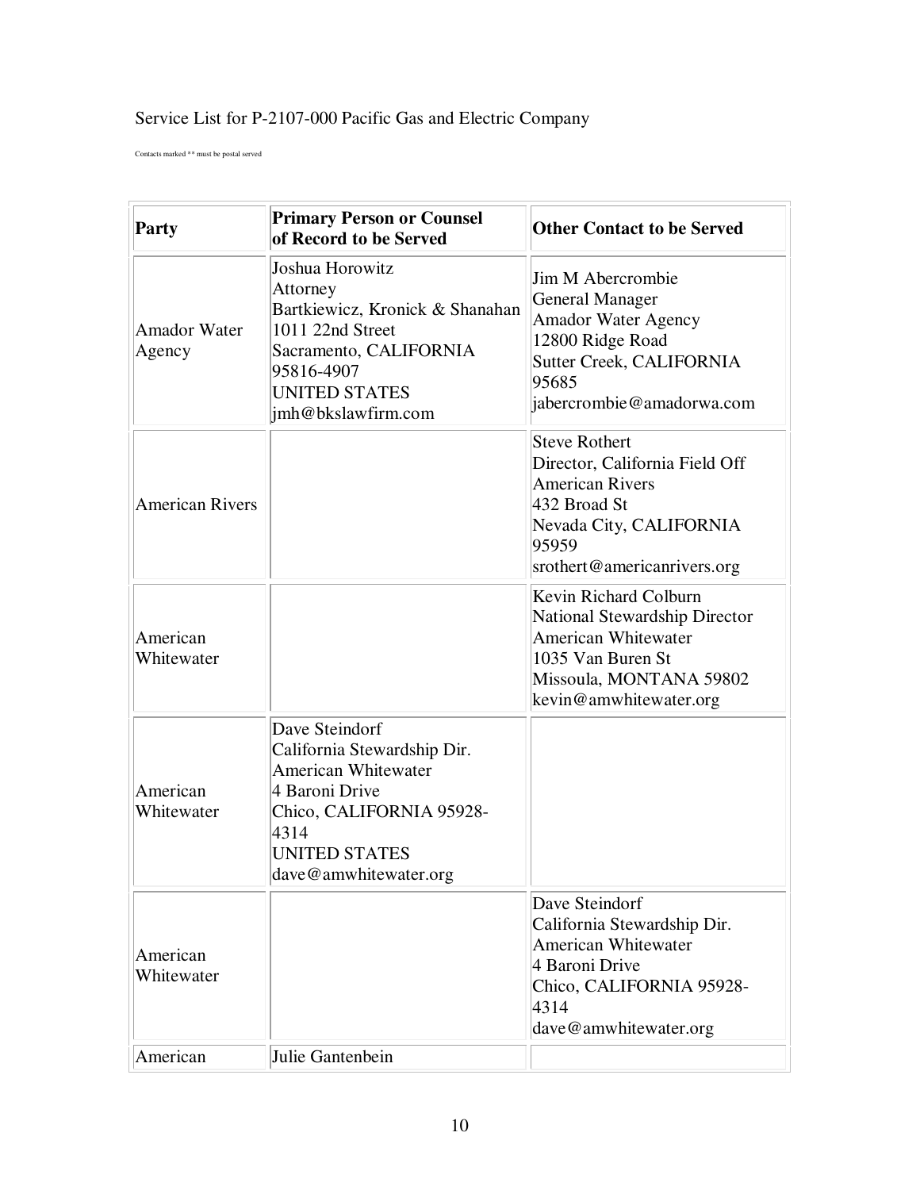Service List for P-2107-000 Pacific Gas and Electric Company

Contacts marked ** must be postal served

| Party | Primary Person or Counsel of Record to be Served | Other Contact to be Served |
|---|---|---|
| Amador Water Agency | Joshua Horowitz<br>Attorney<br>Bartkiewicz, Kronick & Shanahan<br>1011 22nd Street<br>Sacramento, CALIFORNIA 95816-4907<br>UNITED STATES<br>jmh@bkslawfirm.com | Jim M Abercrombie<br>General Manager<br>Amador Water Agency<br>12800 Ridge Road<br>Sutter Creek, CALIFORNIA 95685<br>jabercrombie@amadorwa.com |
| American Rivers | | Steve Rothert<br>Director, California Field Off<br>American Rivers<br>432 Broad St<br>Nevada City, CALIFORNIA 95959<br>srothert@americanrivers.org |
| American Whitewater | | Kevin Richard Colburn<br>National Stewardship Director<br>American Whitewater<br>1035 Van Buren St<br>Missoula, MONTANA 59802<br>kevin@amwhitewater.org |
| American Whitewater | Dave Steindorf<br>California Stewardship Dir.<br>American Whitewater<br>4 Baroni Drive<br>Chico, CALIFORNIA 95928-4314<br>UNITED STATES<br>dave@amwhitewater.org | |
| American Whitewater | | Dave Steindorf<br>California Stewardship Dir.<br>American Whitewater<br>4 Baroni Drive<br>Chico, CALIFORNIA 95928-4314<br>dave@amwhitewater.org |
| American | Julie Gantenbein | |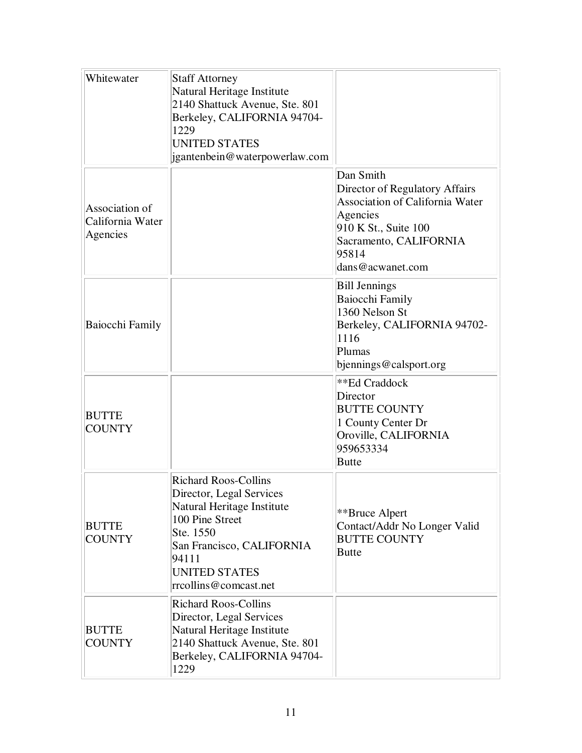| | | |
|---|---|---|
| Whitewater | Staff Attorney<br>Natural Heritage Institute<br>2140 Shattuck Avenue, Ste. 801<br>Berkeley, CALIFORNIA 94704-1229<br>UNITED STATES<br>jgantenbein@waterpowerlaw.com | |
| Association of California Water Agencies | | Dan Smith<br>Director of Regulatory Affairs<br>Association of California Water Agencies<br>910 K St., Suite 100<br>Sacramento, CALIFORNIA 95814<br>dans@acwanet.com |
| Baiocchi Family | | Bill Jennings<br>Baiocchi Family<br>1360 Nelson St<br>Berkeley, CALIFORNIA 94702-1116<br>Plumas<br>bjennings@calsport.org |
| BUTTE COUNTY | | **Ed Craddock<br>Director<br>BUTTE COUNTY<br>1 County Center Dr<br>Oroville, CALIFORNIA 959653334<br>Butte |
| BUTTE COUNTY | Richard Roos-Collins<br>Director, Legal Services<br>Natural Heritage Institute<br>100 Pine Street<br>Ste. 1550<br>San Francisco, CALIFORNIA 94111<br>UNITED STATES<br>rrcollins@comcast.net | **Bruce Alpert<br>Contact/Addr No Longer Valid<br>BUTTE COUNTY<br>Butte |
| BUTTE COUNTY | Richard Roos-Collins<br>Director, Legal Services<br>Natural Heritage Institute<br>2140 Shattuck Avenue, Ste. 801<br>Berkeley, CALIFORNIA 94704-1229 | |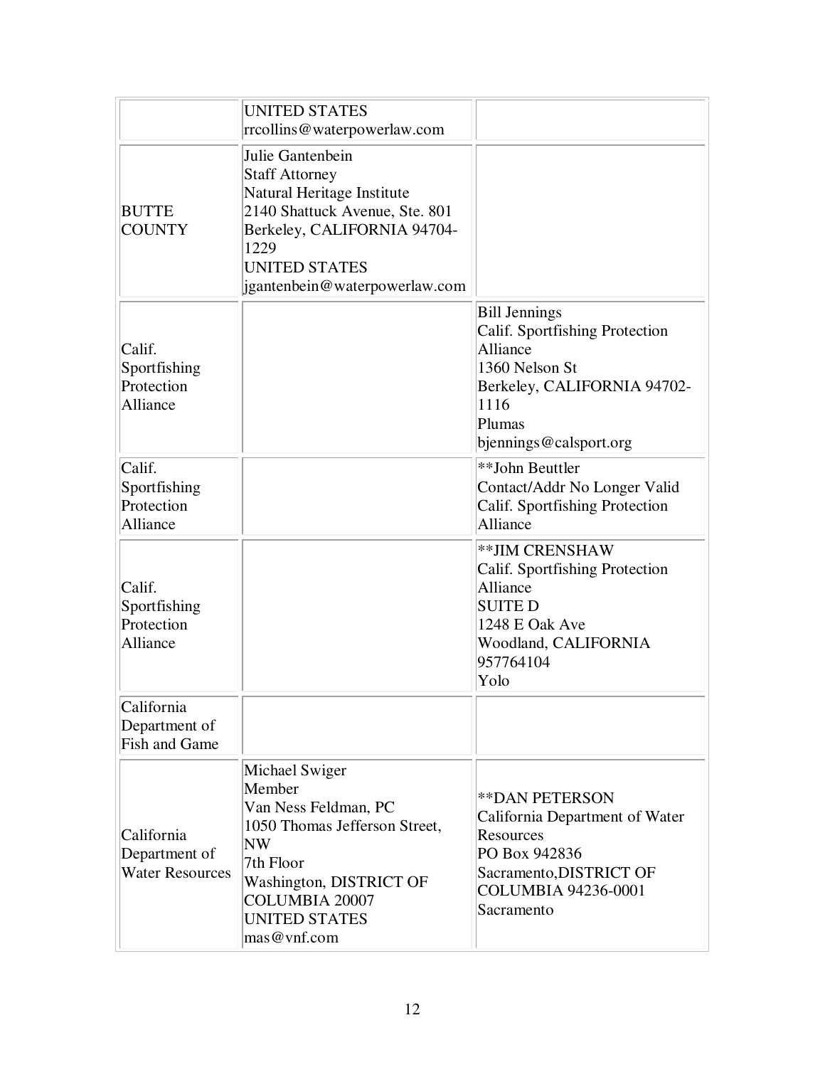| | | |
|---|---|---|
| | UNITED STATES<br>rrcollins@waterpowerlaw.com | |
| BUTTE COUNTY | Julie Gantenbein<br>Staff Attorney<br>Natural Heritage Institute<br>2140 Shattuck Avenue, Ste. 801<br>Berkeley, CALIFORNIA 94704-1229<br>UNITED STATES<br>jgantenbein@waterpowerlaw.com | |
| Calif. Sportfishing Protection Alliance | | Bill Jennings<br>Calif. Sportfishing Protection Alliance<br>1360 Nelson St<br>Berkeley, CALIFORNIA 94702-1116<br>Plumas<br>bjennings@calsport.org |
| Calif. Sportfishing Protection Alliance | | **John Beuttler<br>Contact/Addr No Longer Valid<br>Calif. Sportfishing Protection Alliance |
| Calif. Sportfishing Protection Alliance | | **JIM CRENSHAW<br>Calif. Sportfishing Protection Alliance<br>SUITE D<br>1248 E Oak Ave<br>Woodland, CALIFORNIA 957764104<br>Yolo |
| California Department of Fish and Game | | |
| California Department of Water Resources | Michael Swiger<br>Member<br>Van Ness Feldman, PC<br>1050 Thomas Jefferson Street, NW<br>7th Floor<br>Washington, DISTRICT OF COLUMBIA 20007<br>UNITED STATES<br>mas@vnf.com | **DAN PETERSON<br>California Department of Water Resources<br>PO Box 942836<br>Sacramento,DISTRICT OF COLUMBIA 94236-0001<br>Sacramento |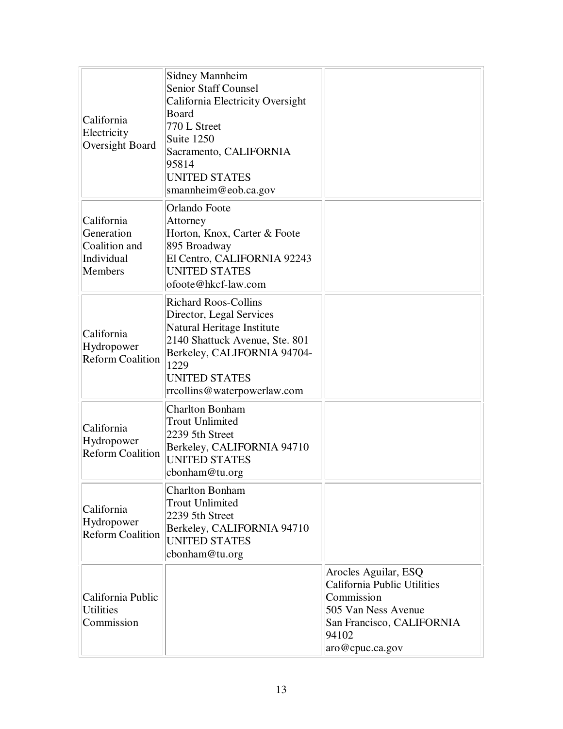| | | |
|---|---|---|
| California Electricity Oversight Board | Sidney Mannheim<br>Senior Staff Counsel<br>California Electricity Oversight Board<br>770 L Street<br>Suite 1250<br>Sacramento, CALIFORNIA 95814<br>UNITED STATES<br>smannheim@eob.ca.gov | |
| California Generation Coalition and Individual Members | Orlando Foote<br>Attorney<br>Horton, Knox, Carter & Foote<br>895 Broadway<br>El Centro, CALIFORNIA 92243<br>UNITED STATES<br>ofoote@hkcf-law.com | |
| California Hydropower Reform Coalition | Richard Roos-Collins<br>Director, Legal Services<br>Natural Heritage Institute<br>2140 Shattuck Avenue, Ste. 801<br>Berkeley, CALIFORNIA 94704-1229<br>UNITED STATES<br>rrcollins@waterpowerlaw.com | |
| California Hydropower Reform Coalition | Charlton Bonham<br>Trout Unlimited<br>2239 5th Street<br>Berkeley, CALIFORNIA 94710<br>UNITED STATES<br>cbonham@tu.org | |
| California Hydropower Reform Coalition | Charlton Bonham<br>Trout Unlimited<br>2239 5th Street<br>Berkeley, CALIFORNIA 94710<br>UNITED STATES<br>cbonham@tu.org | |
| California Public Utilities Commission | | Arocles Aguilar, ESQ<br>California Public Utilities Commission<br>505 Van Ness Avenue<br>San Francisco, CALIFORNIA 94102<br>aro@cpuc.ca.gov |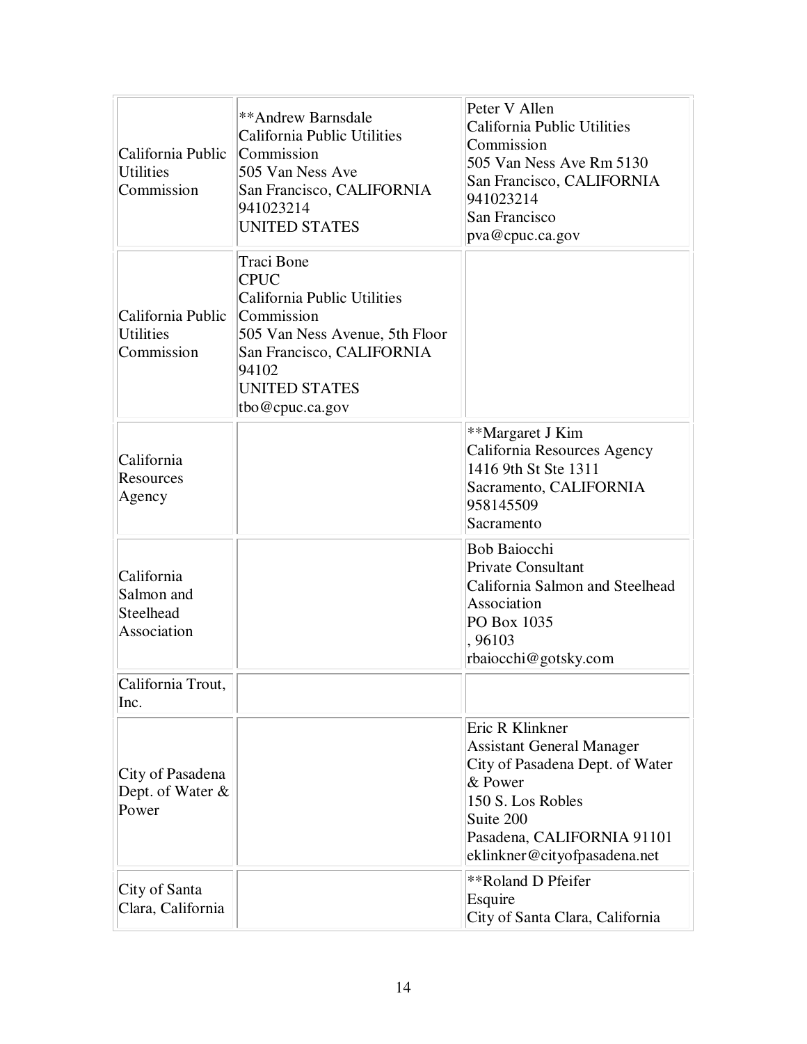| | | |
|---|---|---|
| California Public Utilities Commission | **Andrew Barnsdale<br>California Public Utilities Commission<br>505 Van Ness Ave<br>San Francisco, CALIFORNIA 941023214<br>UNITED STATES | Peter V Allen<br>California Public Utilities Commission<br>505 Van Ness Ave Rm 5130<br>San Francisco, CALIFORNIA 941023214<br>San Francisco<br>pva@cpuc.ca.gov |
| California Public Utilities Commission | Traci Bone<br>CPUC<br>California Public Utilities Commission<br>505 Van Ness Avenue, 5th Floor<br>San Francisco, CALIFORNIA 94102<br>UNITED STATES<br>tbo@cpuc.ca.gov | |
| California Resources Agency | | **Margaret J Kim<br>California Resources Agency<br>1416 9th St Ste 1311<br>Sacramento, CALIFORNIA 958145509<br>Sacramento |
| California Salmon and Steelhead Association | | Bob Baiocchi<br>Private Consultant<br>California Salmon and Steelhead Association<br>PO Box 1035<br>, 96103<br>rbaiocchi@gotsky.com |
| California Trout, Inc. | | |
| City of Pasadena Dept. of Water & Power | | Eric R Klinkner<br>Assistant General Manager<br>City of Pasadena Dept. of Water & Power<br>150 S. Los Robles<br>Suite 200<br>Pasadena, CALIFORNIA 91101<br>eklinkner@cityofpasadena.net |
| City of Santa Clara, California | | **Roland D Pfeifer<br>Esquire<br>City of Santa Clara, California |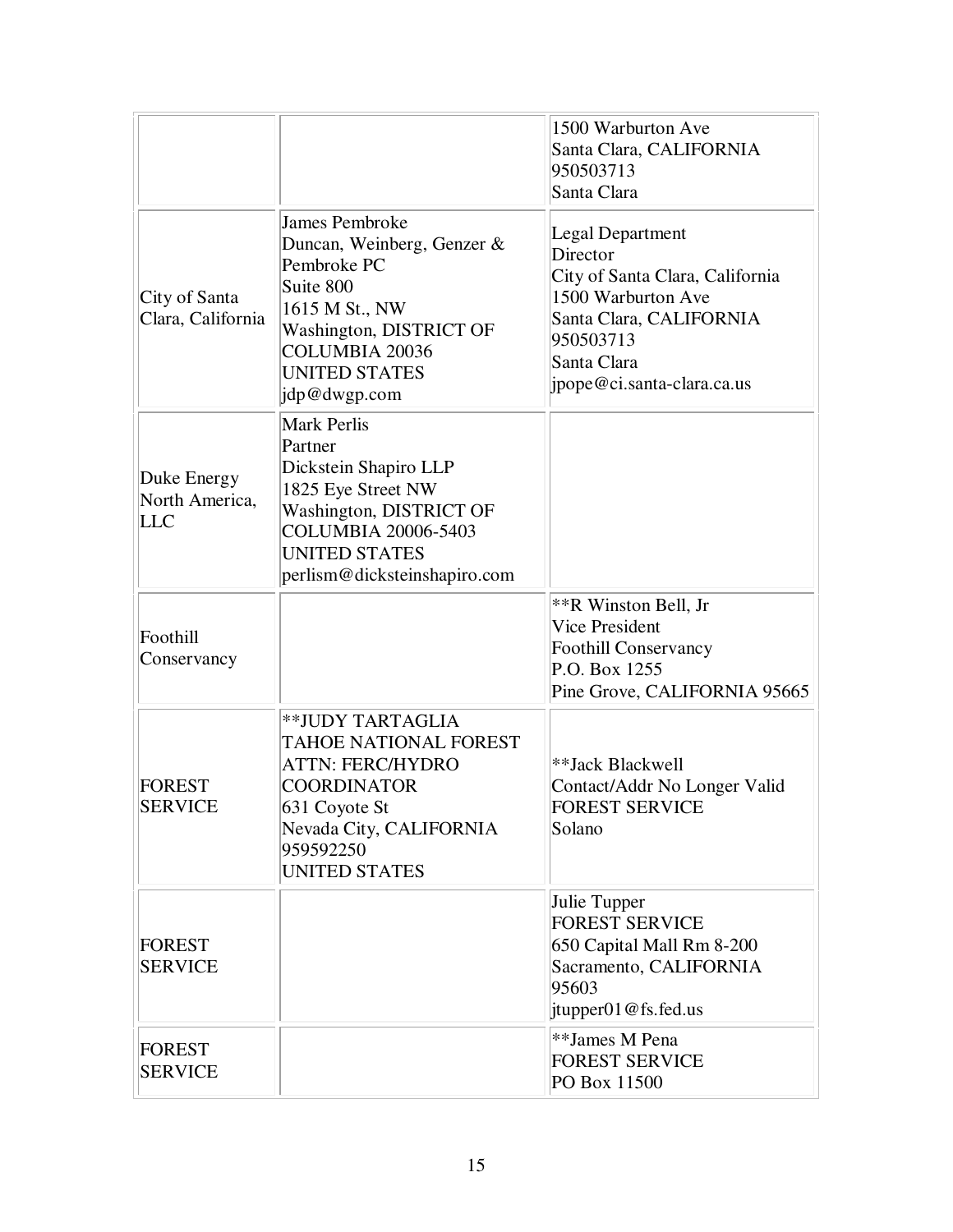| | | |
|---|---|---|
| | | 1500 Warburton Ave<br>Santa Clara, CALIFORNIA<br>950503713<br>Santa Clara |
| City of Santa Clara, California | James Pembroke<br>Duncan, Weinberg, Genzer & Pembroke PC<br>Suite 800<br>1615 M St., NW<br>Washington, DISTRICT OF COLUMBIA 20036<br>UNITED STATES<br>jdp@dwgp.com | Legal Department<br>Director<br>City of Santa Clara, California<br>1500 Warburton Ave<br>Santa Clara, CALIFORNIA<br>950503713<br>Santa Clara<br>jpope@ci.santa-clara.ca.us |
| Duke Energy North America, LLC | Mark Perlis<br>Partner<br>Dickstein Shapiro LLP<br>1825 Eye Street NW<br>Washington, DISTRICT OF COLUMBIA 20006-5403<br>UNITED STATES<br>perlism@dicksteinshapiro.com | |
| Foothill Conservancy | | **R Winston Bell, Jr<br>Vice President<br>Foothill Conservancy<br>P.O. Box 1255<br>Pine Grove, CALIFORNIA 95665 |
| FOREST SERVICE | **JUDY TARTAGLIA<br>TAHOE NATIONAL FOREST<br>ATTN: FERC/HYDRO COORDINATOR<br>631 Coyote St<br>Nevada City, CALIFORNIA<br>959592250<br>UNITED STATES | **Jack Blackwell<br>Contact/Addr No Longer Valid<br>FOREST SERVICE<br>Solano |
| FOREST SERVICE | | Julie Tupper<br>FOREST SERVICE<br>650 Capital Mall Rm 8-200<br>Sacramento, CALIFORNIA<br>95603<br>jtupper01@fs.fed.us |
| FOREST SERVICE | | **James M Pena<br>FOREST SERVICE<br>PO Box 11500 |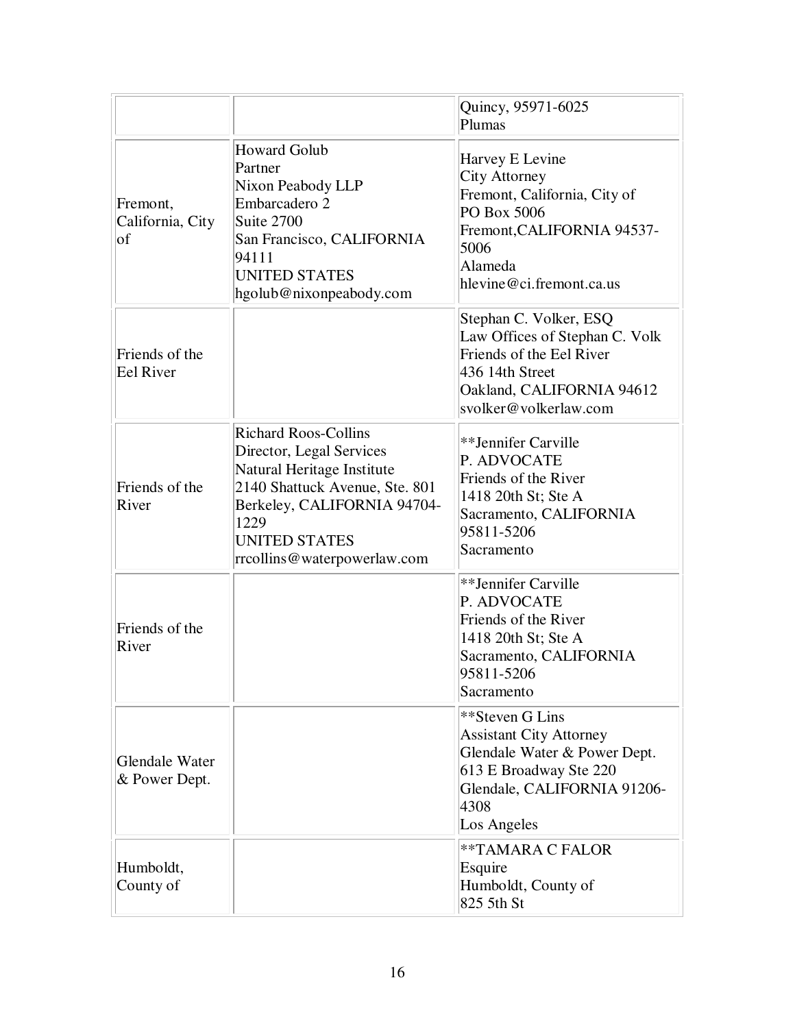| | | |
|---|---|---|
| | | Quincy, 95971-6025<br>Plumas |
| Fremont, California, City of | Howard Golub<br>Partner<br>Nixon Peabody LLP<br>Embarcadero 2<br>Suite 2700<br>San Francisco, CALIFORNIA 94111<br>UNITED STATES<br>hgolub@nixonpeabody.com | Harvey E Levine<br>City Attorney<br>Fremont, California, City of<br>PO Box 5006<br>Fremont,CALIFORNIA 94537-5006<br>Alameda<br>hlevine@ci.fremont.ca.us |
| Friends of the Eel River | | Stephan C. Volker, ESQ<br>Law Offices of Stephan C. Volk<br>Friends of the Eel River<br>436 14th Street<br>Oakland, CALIFORNIA 94612<br>svolker@volkerlaw.com |
| Friends of the River | Richard Roos-Collins<br>Director, Legal Services<br>Natural Heritage Institute<br>2140 Shattuck Avenue, Ste. 801<br>Berkeley, CALIFORNIA 94704-1229<br>UNITED STATES<br>rrcollins@waterpowerlaw.com | **Jennifer Carville<br>P. ADVOCATE<br>Friends of the River<br>1418 20th St; Ste A<br>Sacramento, CALIFORNIA 95811-5206<br>Sacramento |
| Friends of the River | | **Jennifer Carville<br>P. ADVOCATE<br>Friends of the River<br>1418 20th St; Ste A<br>Sacramento, CALIFORNIA 95811-5206<br>Sacramento |
| Glendale Water & Power Dept. | | **Steven G Lins<br>Assistant City Attorney<br>Glendale Water & Power Dept.<br>613 E Broadway Ste 220<br>Glendale, CALIFORNIA 91206-4308<br>Los Angeles |
| Humboldt, County of | | **TAMARA C FALOR<br>Esquire<br>Humboldt, County of<br>825 5th St |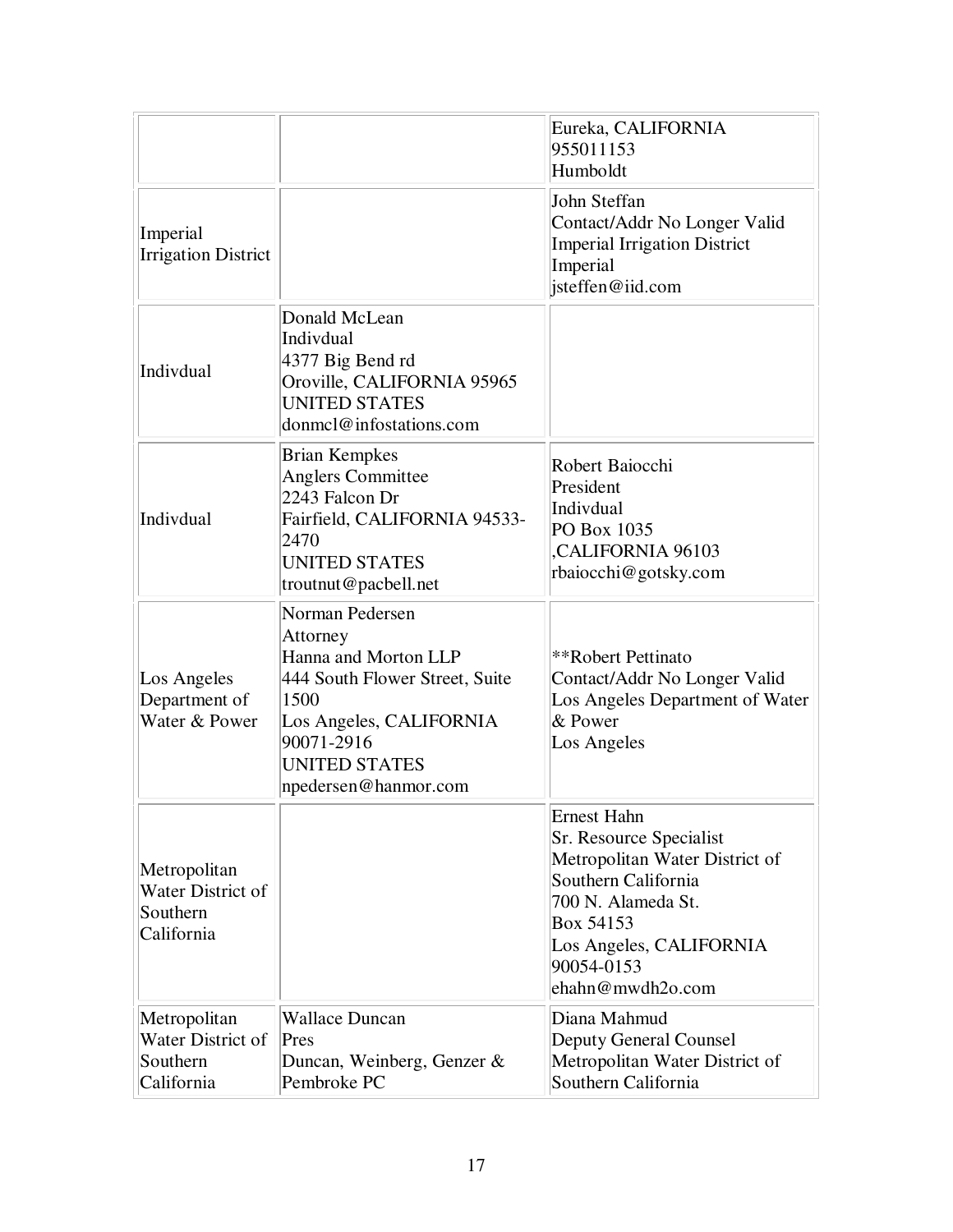| | | |
|---|---|---|
| | | Eureka, CALIFORNIA 955011153<br>Humboldt |
| Imperial Irrigation District | | John Steffan<br>Contact/Addr No Longer Valid<br>Imperial Irrigation District<br>Imperial<br>jsteffen@iid.com |
| Indivdual | Donald McLean<br>Indivdual<br>4377 Big Bend rd<br>Oroville, CALIFORNIA 95965<br>UNITED STATES<br>donmcl@infostations.com | |
| Indivdual | Brian Kempkes<br>Anglers Committee<br>2243 Falcon Dr<br>Fairfield, CALIFORNIA 94533-2470<br>UNITED STATES<br>troutnut@pacbell.net | Robert Baiocchi<br>President<br>Indivdual<br>PO Box 1035<br>,CALIFORNIA 96103<br>rbaiocchi@gotsky.com |
| Los Angeles Department of Water & Power | Norman Pedersen<br>Attorney<br>Hanna and Morton LLP<br>444 South Flower Street, Suite 1500<br>Los Angeles, CALIFORNIA 90071-2916<br>UNITED STATES<br>npedersen@hanmor.com | **Robert Pettinato<br>Contact/Addr No Longer Valid<br>Los Angeles Department of Water & Power<br>Los Angeles |
| Metropolitan Water District of Southern California | | Ernest Hahn<br>Sr. Resource Specialist<br>Metropolitan Water District of Southern California<br>700 N. Alameda St.<br>Box 54153<br>Los Angeles, CALIFORNIA 90054-0153<br>ehahn@mwdh2o.com |
| Metropolitan Water District of Southern California | Wallace Duncan<br>Pres<br>Duncan, Weinberg, Genzer & Pembroke PC | Diana Mahmud<br>Deputy General Counsel<br>Metropolitan Water District of Southern California |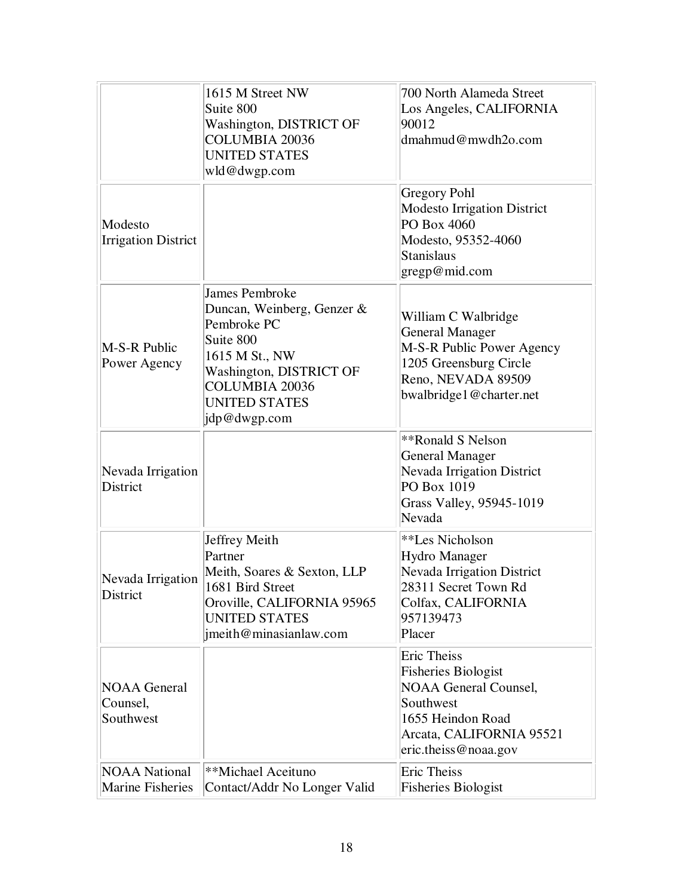| | | |
|---|---|---|
| | 1615 M Street NW<br>Suite 800<br>Washington, DISTRICT OF COLUMBIA 20036<br>UNITED STATES<br>wld@dwgp.com | 700 North Alameda Street<br>Los Angeles, CALIFORNIA 90012<br>dmahmud@mwdh2o.com |
| Modesto Irrigation District | | Gregory Pohl<br>Modesto Irrigation District<br>PO Box 4060<br>Modesto, 95352-4060<br>Stanislaus<br>gregp@mid.com |
| M-S-R Public Power Agency | James Pembroke<br>Duncan, Weinberg, Genzer & Pembroke PC<br>Suite 800<br>1615 M St., NW<br>Washington, DISTRICT OF COLUMBIA 20036<br>UNITED STATES<br>jdp@dwgp.com | William C Walbridge<br>General Manager<br>M-S-R Public Power Agency<br>1205 Greensburg Circle<br>Reno, NEVADA 89509<br>bwalbridge1@charter.net |
| Nevada Irrigation District | | **Ronald S Nelson<br>General Manager<br>Nevada Irrigation District<br>PO Box 1019<br>Grass Valley, 95945-1019<br>Nevada |
| Nevada Irrigation District | Jeffrey Meith<br>Partner<br>Meith, Soares & Sexton, LLP<br>1681 Bird Street<br>Oroville, CALIFORNIA 95965<br>UNITED STATES<br>jmeith@minasianlaw.com | **Les Nicholson<br>Hydro Manager<br>Nevada Irrigation District<br>28311 Secret Town Rd<br>Colfax, CALIFORNIA 957139473<br>Placer |
| NOAA General Counsel, Southwest | | Eric Theiss<br>Fisheries Biologist<br>NOAA General Counsel, Southwest<br>1655 Heindon Road<br>Arcata, CALIFORNIA 95521<br>eric.theiss@noaa.gov |
| NOAA National Marine Fisheries | **Michael Aceituno<br>Contact/Addr No Longer Valid | Eric Theiss<br>Fisheries Biologist |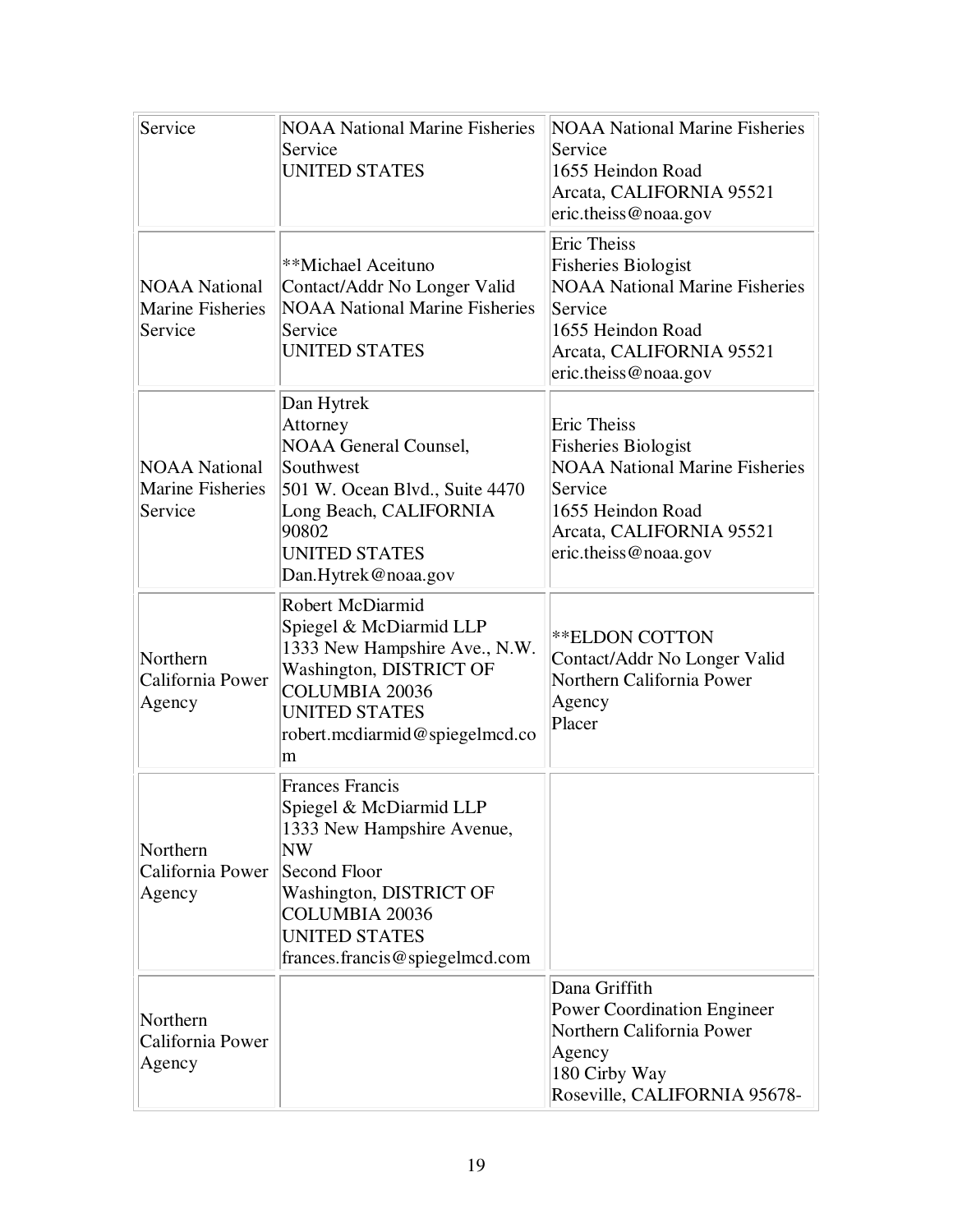| | | |
|---|---|---|
| Service | NOAA National Marine Fisheries Service<br>UNITED STATES | NOAA National Marine Fisheries Service<br>1655 Heindon Road<br>Arcata, CALIFORNIA 95521<br>eric.theiss@noaa.gov |
| NOAA National Marine Fisheries Service | **Michael Aceituno<br>Contact/Addr No Longer Valid<br>NOAA National Marine Fisheries Service<br>UNITED STATES | Eric Theiss<br>Fisheries Biologist<br>NOAA National Marine Fisheries Service<br>1655 Heindon Road<br>Arcata, CALIFORNIA 95521<br>eric.theiss@noaa.gov |
| NOAA National Marine Fisheries Service | Dan Hytrek<br>Attorney<br>NOAA General Counsel, Southwest<br>501 W. Ocean Blvd., Suite 4470<br>Long Beach, CALIFORNIA 90802<br>UNITED STATES<br>Dan.Hytrek@noaa.gov | Eric Theiss<br>Fisheries Biologist<br>NOAA National Marine Fisheries Service<br>1655 Heindon Road<br>Arcata, CALIFORNIA 95521<br>eric.theiss@noaa.gov |
| Northern California Power Agency | Robert McDiarmid<br>Spiegel & McDiarmid LLP<br>1333 New Hampshire Ave., N.W.<br>Washington, DISTRICT OF COLUMBIA 20036<br>UNITED STATES<br>robert.mcdiarmid@spiegelmcd.com | **ELDON COTTON<br>Contact/Addr No Longer Valid<br>Northern California Power Agency<br>Placer |
| Northern California Power Agency | Frances Francis<br>Spiegel & McDiarmid LLP<br>1333 New Hampshire Avenue, NW<br>Second Floor<br>Washington, DISTRICT OF COLUMBIA 20036<br>UNITED STATES<br>frances.francis@spiegelmcd.com | |
| Northern California Power Agency | | Dana Griffith<br>Power Coordination Engineer<br>Northern California Power Agency<br>180 Cirby Way<br>Roseville, CALIFORNIA 95678- |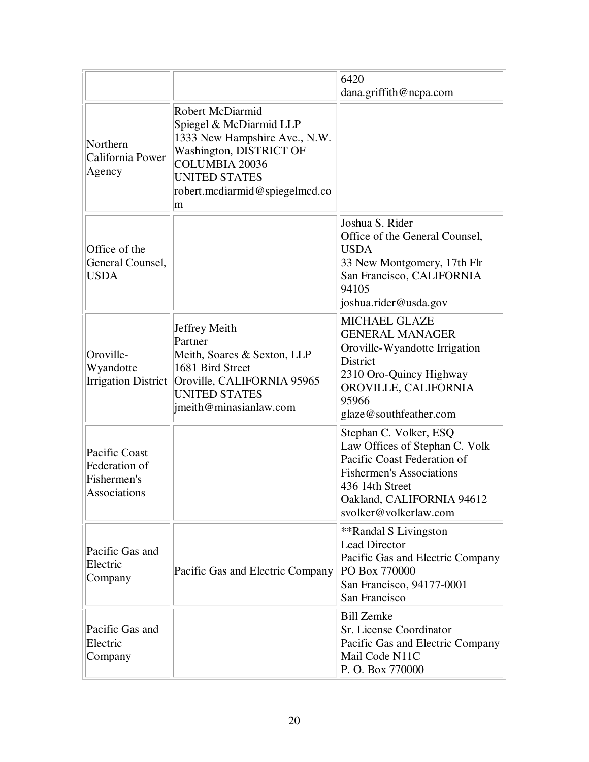| | | |
|---|---|---|
| | | 6420<br>dana.griffith@ncpa.com |
| Northern California Power Agency | Robert McDiarmid<br>Spiegel & McDiarmid LLP<br>1333 New Hampshire Ave., N.W.<br>Washington, DISTRICT OF COLUMBIA 20036<br>UNITED STATES<br>robert.mcdiarmid@spiegelmcd.com | |
| Office of the General Counsel, USDA | | Joshua S. Rider<br>Office of the General Counsel, USDA<br>33 New Montgomery, 17th Flr<br>San Francisco, CALIFORNIA 94105<br>joshua.rider@usda.gov |
| Oroville-Wyandotte Irrigation District | Jeffrey Meith<br>Partner<br>Meith, Soares & Sexton, LLP<br>1681 Bird Street<br>Oroville, CALIFORNIA 95965<br>UNITED STATES<br>jmeith@minasianlaw.com | MICHAEL GLAZE<br>GENERAL MANAGER<br>Oroville-Wyandotte Irrigation District<br>2310 Oro-Quincy Highway<br>OROVILLE, CALIFORNIA 95966<br>glaze@southfeather.com |
| Pacific Coast Federation of Fishermen's Associations | | Stephan C. Volker, ESQ<br>Law Offices of Stephan C. Volk<br>Pacific Coast Federation of Fishermen's Associations<br>436 14th Street<br>Oakland, CALIFORNIA 94612<br>svolker@volkerlaw.com |
| Pacific Gas and Electric Company | Pacific Gas and Electric Company | **Randal S Livingston<br>Lead Director<br>Pacific Gas and Electric Company<br>PO Box 770000<br>San Francisco, 94177-0001<br>San Francisco |
| Pacific Gas and Electric Company | | Bill Zemke<br>Sr. License Coordinator<br>Pacific Gas and Electric Company<br>Mail Code N11C<br>P. O. Box 770000 |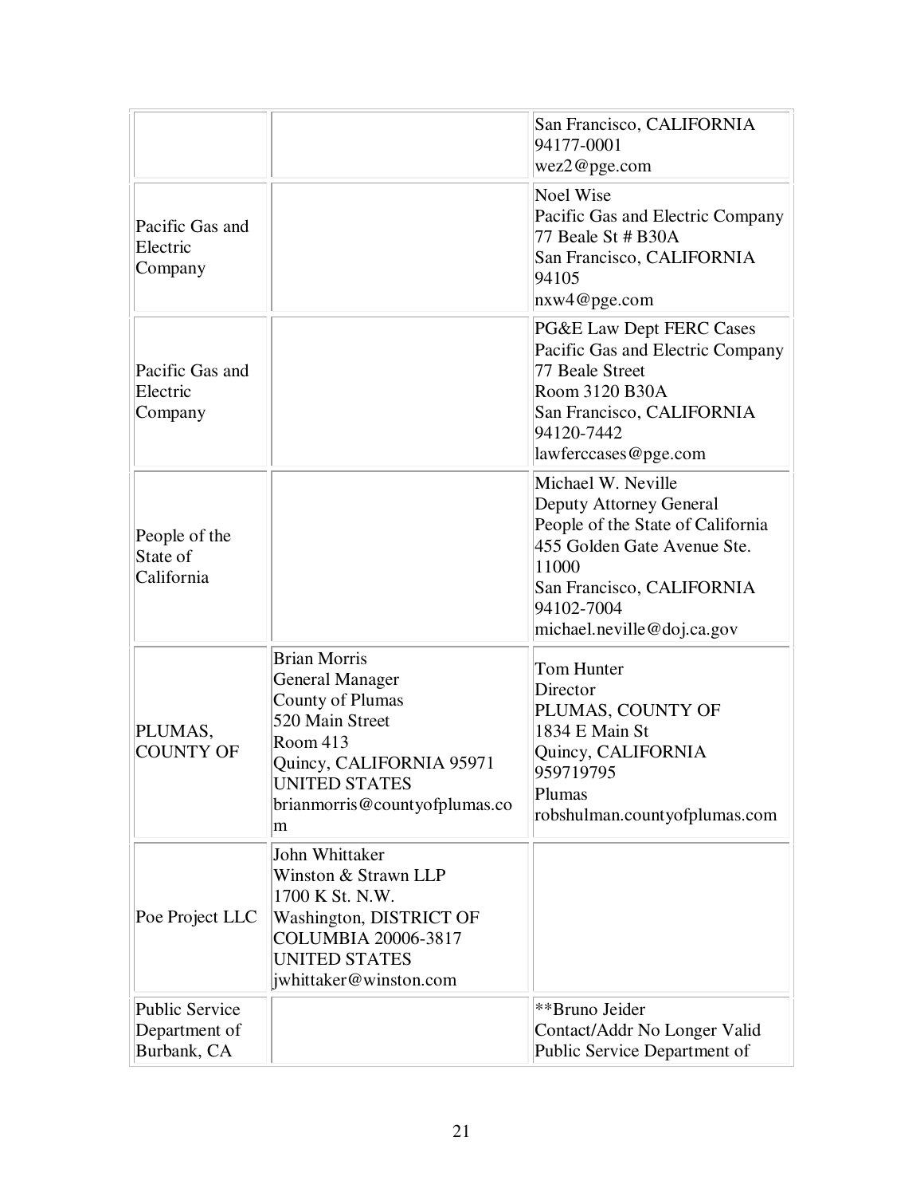| | | |
|---|---|---|
| | | San Francisco, CALIFORNIA 94177-0001<br>wez2@pge.com |
| Pacific Gas and Electric Company | | Noel Wise<br>Pacific Gas and Electric Company<br>77 Beale St # B30A<br>San Francisco, CALIFORNIA 94105<br>nxw4@pge.com |
| Pacific Gas and Electric Company | | PG&E Law Dept FERC Cases<br>Pacific Gas and Electric Company<br>77 Beale Street<br>Room 3120 B30A<br>San Francisco, CALIFORNIA 94120-7442<br>lawferccases@pge.com |
| People of the State of California | | Michael W. Neville<br>Deputy Attorney General<br>People of the State of California<br>455 Golden Gate Avenue Ste. 11000<br>San Francisco, CALIFORNIA 94102-7004<br>michael.neville@doj.ca.gov |
| PLUMAS, COUNTY OF | Brian Morris<br>General Manager<br>County of Plumas<br>520 Main Street<br>Room 413<br>Quincy, CALIFORNIA 95971<br>UNITED STATES<br>brianmorris@countyofplumas.com | Tom Hunter<br>Director<br>PLUMAS, COUNTY OF<br>1834 E Main St<br>Quincy, CALIFORNIA 959719795<br>Plumas<br>robshulman.countyofplumas.com |
| Poe Project LLC | John Whittaker<br>Winston & Strawn LLP<br>1700 K St. N.W.<br>Washington, DISTRICT OF COLUMBIA 20006-3817<br>UNITED STATES<br>jwhittaker@winston.com | |
| Public Service Department of Burbank, CA | | **Bruno Jeider<br>Contact/Addr No Longer Valid<br>Public Service Department of |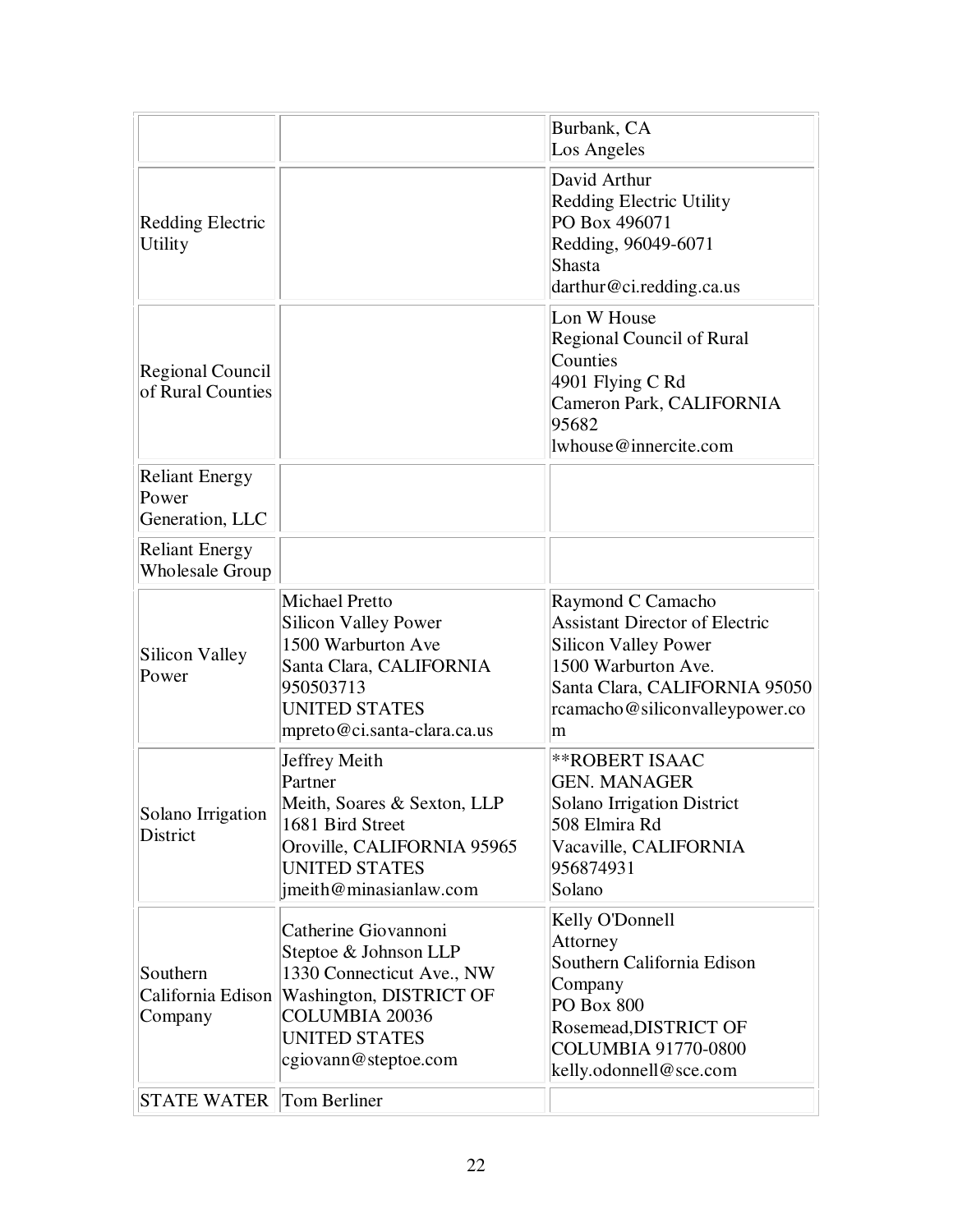| | | |
|---|---|---|
| | | Burbank, CA<br>Los Angeles |
| Redding Electric Utility | | David Arthur<br>Redding Electric Utility<br>PO Box 496071<br>Redding, 96049-6071<br>Shasta<br>darthur@ci.redding.ca.us |
| Regional Council of Rural Counties | | Lon W House<br>Regional Council of Rural Counties<br>4901 Flying C Rd<br>Cameron Park, CALIFORNIA 95682<br>lwhouse@innercite.com |
| Reliant Energy Power Generation, LLC | | |
| Reliant Energy Wholesale Group | | |
| Silicon Valley Power | Michael Pretto<br>Silicon Valley Power<br>1500 Warburton Ave<br>Santa Clara, CALIFORNIA 950503713<br>UNITED STATES<br>mpreto@ci.santa-clara.ca.us | Raymond C Camacho<br>Assistant Director of Electric<br>Silicon Valley Power<br>1500 Warburton Ave.<br>Santa Clara, CALIFORNIA 95050<br>rcamacho@siliconvalleypower.com |
| Solano Irrigation District | Jeffrey Meith<br>Partner<br>Meith, Soares & Sexton, LLP<br>1681 Bird Street<br>Oroville, CALIFORNIA 95965<br>UNITED STATES<br>jmeith@minasianlaw.com | **ROBERT ISAAC<br>GEN. MANAGER<br>Solano Irrigation District<br>508 Elmira Rd<br>Vacaville, CALIFORNIA 956874931<br>Solano |
| Southern California Edison Company | Catherine Giovannoni<br>Steptoe & Johnson LLP<br>1330 Connecticut Ave., NW<br>Washington, DISTRICT OF COLUMBIA 20036<br>UNITED STATES<br>cgiovann@steptoe.com | Kelly O'Donnell<br>Attorney<br>Southern California Edison Company<br>PO Box 800<br>Rosemead,DISTRICT OF COLUMBIA 91770-0800<br>kelly.odonnell@sce.com |
| STATE WATER | Tom Berliner | |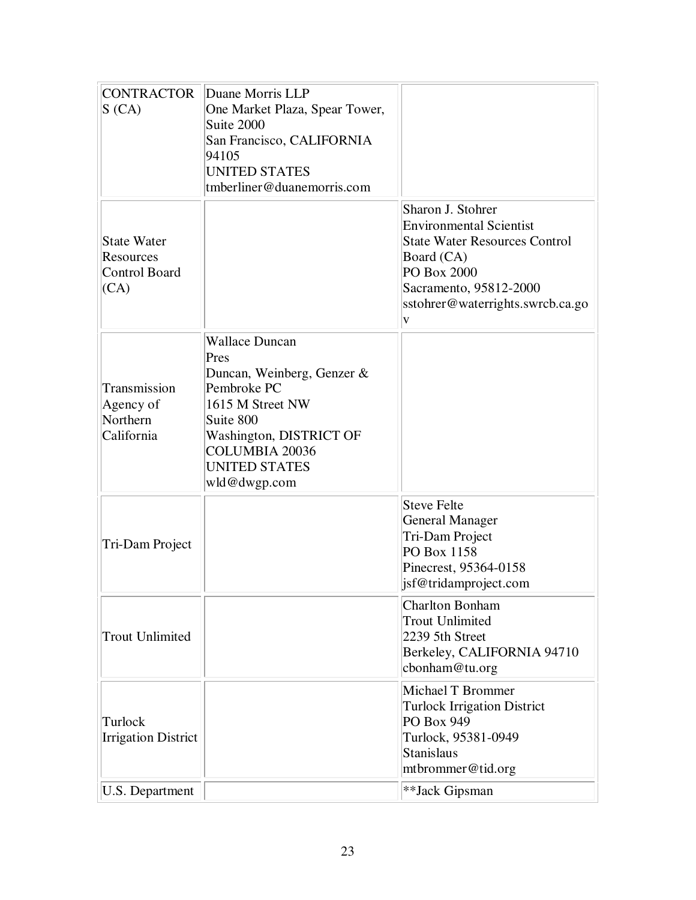| | | |
|---|---|---|
| CONTRACTOR S (CA) | Duane Morris LLP<br>One Market Plaza, Spear Tower, Suite 2000<br>San Francisco, CALIFORNIA 94105<br>UNITED STATES<br>tmberliner@duanemorris.com | |
| State Water Resources Control Board (CA) | | Sharon J. Stohrer<br>Environmental Scientist<br>State Water Resources Control Board (CA)<br>PO Box 2000<br>Sacramento, 95812-2000<br>sstohrer@waterrights.swrcb.ca.gov |
| Transmission Agency of Northern California | Wallace Duncan<br>Pres<br>Duncan, Weinberg, Genzer & Pembroke PC<br>1615 M Street NW<br>Suite 800<br>Washington, DISTRICT OF COLUMBIA 20036<br>UNITED STATES<br>wld@dwgp.com | |
| Tri-Dam Project | | Steve Felte<br>General Manager<br>Tri-Dam Project<br>PO Box 1158<br>Pinecrest, 95364-0158<br>jsf@tridamproject.com |
| Trout Unlimited | | Charlton Bonham<br>Trout Unlimited<br>2239 5th Street<br>Berkeley, CALIFORNIA 94710<br>cbonham@tu.org |
| Turlock Irrigation District | | Michael T Brommer<br>Turlock Irrigation District<br>PO Box 949<br>Turlock, 95381-0949<br>Stanislaus<br>mtbrommer@tid.org |
| U.S. Department | | **Jack Gipsman |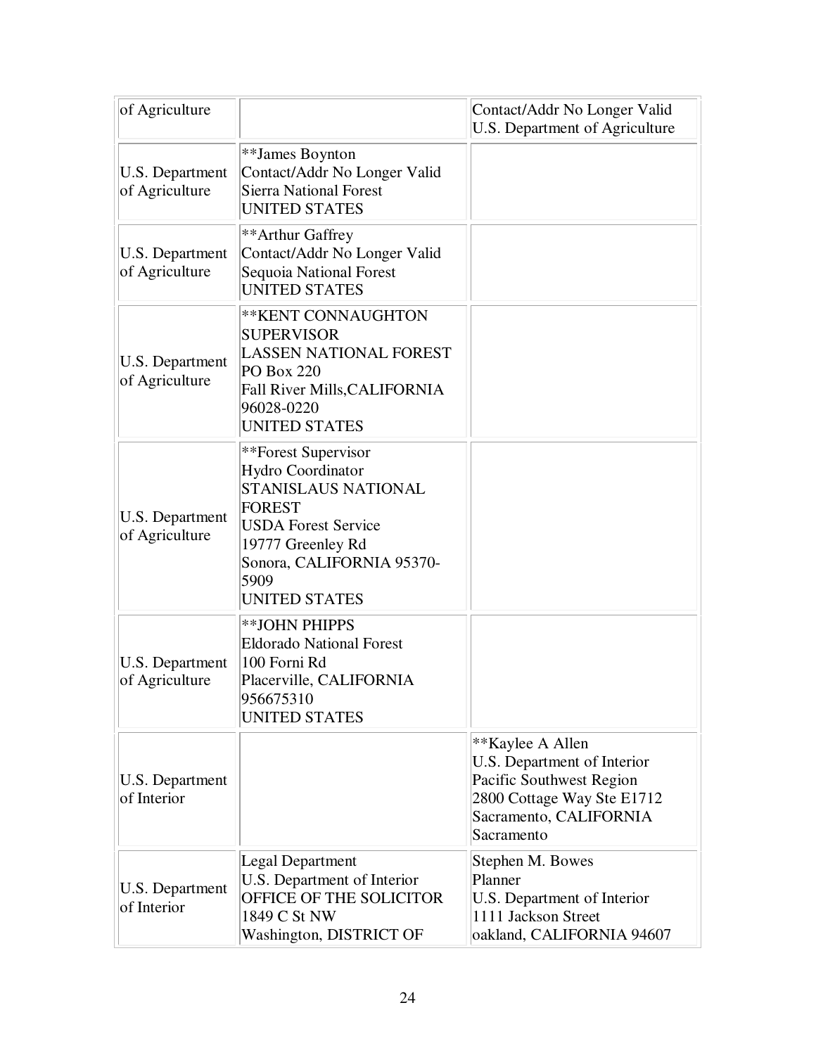| | | |
|---|---|---|
| of Agriculture | | Contact/Addr No Longer Valid<br>U.S. Department of Agriculture |
| U.S. Department of Agriculture | **James Boynton<br>Contact/Addr No Longer Valid<br>Sierra National Forest<br>UNITED STATES | |
| U.S. Department of Agriculture | **Arthur Gaffrey<br>Contact/Addr No Longer Valid<br>Sequoia National Forest<br>UNITED STATES | |
| U.S. Department of Agriculture | **KENT CONNAUGHTON<br>SUPERVISOR<br>LASSEN NATIONAL FOREST<br>PO Box 220<br>Fall River Mills,CALIFORNIA 96028-0220<br>UNITED STATES | |
| U.S. Department of Agriculture | **Forest Supervisor<br>Hydro Coordinator<br>STANISLAUS NATIONAL FOREST<br>USDA Forest Service<br>19777 Greenley Rd<br>Sonora, CALIFORNIA 95370-5909<br>UNITED STATES | |
| U.S. Department of Agriculture | **JOHN PHIPPS<br>Eldorado National Forest<br>100 Forni Rd<br>Placerville, CALIFORNIA 956675310<br>UNITED STATES | |
| U.S. Department of Interior | | **Kaylee A Allen<br>U.S. Department of Interior<br>Pacific Southwest Region<br>2800 Cottage Way Ste E1712<br>Sacramento, CALIFORNIA<br>Sacramento |
| U.S. Department of Interior | Legal Department<br>U.S. Department of Interior<br>OFFICE OF THE SOLICITOR<br>1849 C St NW<br>Washington, DISTRICT OF | Stephen M. Bowes<br>Planner<br>U.S. Department of Interior<br>1111 Jackson Street<br>oakland, CALIFORNIA 94607 |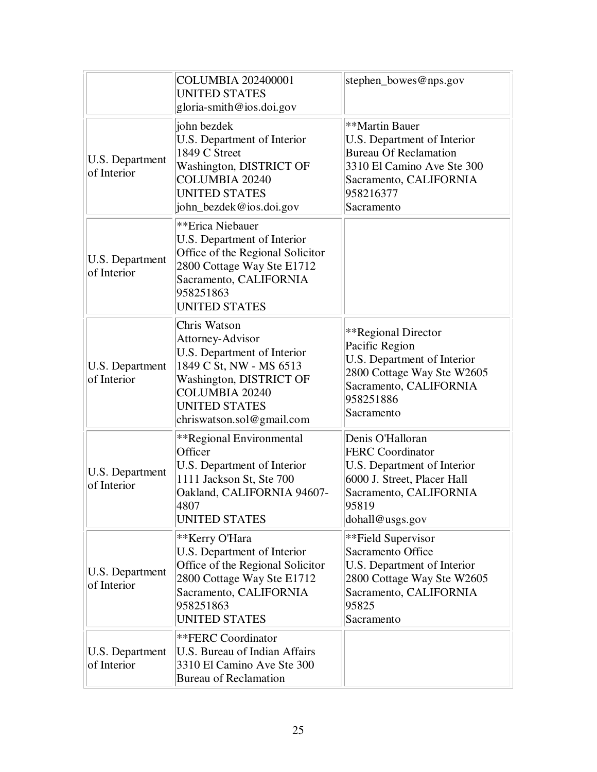| | | |
|---|---|---|
| | COLUMBIA 202400001<br>UNITED STATES<br>gloria-smith@ios.doi.gov | stephen_bowes@nps.gov |
| U.S. Department of Interior | john bezdek<br>U.S. Department of Interior<br>1849 C Street<br>Washington, DISTRICT OF COLUMBIA 20240<br>UNITED STATES<br>john_bezdek@ios.doi.gov | **Martin Bauer<br>U.S. Department of Interior<br>Bureau Of Reclamation<br>3310 El Camino Ave Ste 300<br>Sacramento, CALIFORNIA 958216377<br>Sacramento |
| U.S. Department of Interior | **Erica Niebauer<br>U.S. Department of Interior<br>Office of the Regional Solicitor<br>2800 Cottage Way Ste E1712<br>Sacramento, CALIFORNIA 958251863<br>UNITED STATES | |
| U.S. Department of Interior | Chris Watson<br>Attorney-Advisor<br>U.S. Department of Interior<br>1849 C St, NW - MS 6513<br>Washington, DISTRICT OF COLUMBIA 20240<br>UNITED STATES<br>chriswatson.sol@gmail.com | **Regional Director<br>Pacific Region<br>U.S. Department of Interior<br>2800 Cottage Way Ste W2605<br>Sacramento, CALIFORNIA 958251886<br>Sacramento |
| U.S. Department of Interior | **Regional Environmental Officer<br>U.S. Department of Interior<br>1111 Jackson St, Ste 700<br>Oakland, CALIFORNIA 94607-4807<br>UNITED STATES | Denis O'Halloran<br>FERC Coordinator<br>U.S. Department of Interior<br>6000 J. Street, Placer Hall<br>Sacramento, CALIFORNIA 95819<br>dohall@usgs.gov |
| U.S. Department of Interior | **Kerry O'Hara<br>U.S. Department of Interior<br>Office of the Regional Solicitor<br>2800 Cottage Way Ste E1712<br>Sacramento, CALIFORNIA 958251863<br>UNITED STATES | **Field Supervisor<br>Sacramento Office<br>U.S. Department of Interior<br>2800 Cottage Way Ste W2605<br>Sacramento, CALIFORNIA 95825<br>Sacramento |
| U.S. Department of Interior | **FERC Coordinator<br>U.S. Bureau of Indian Affairs<br>3310 El Camino Ave Ste 300<br>Bureau of Reclamation | |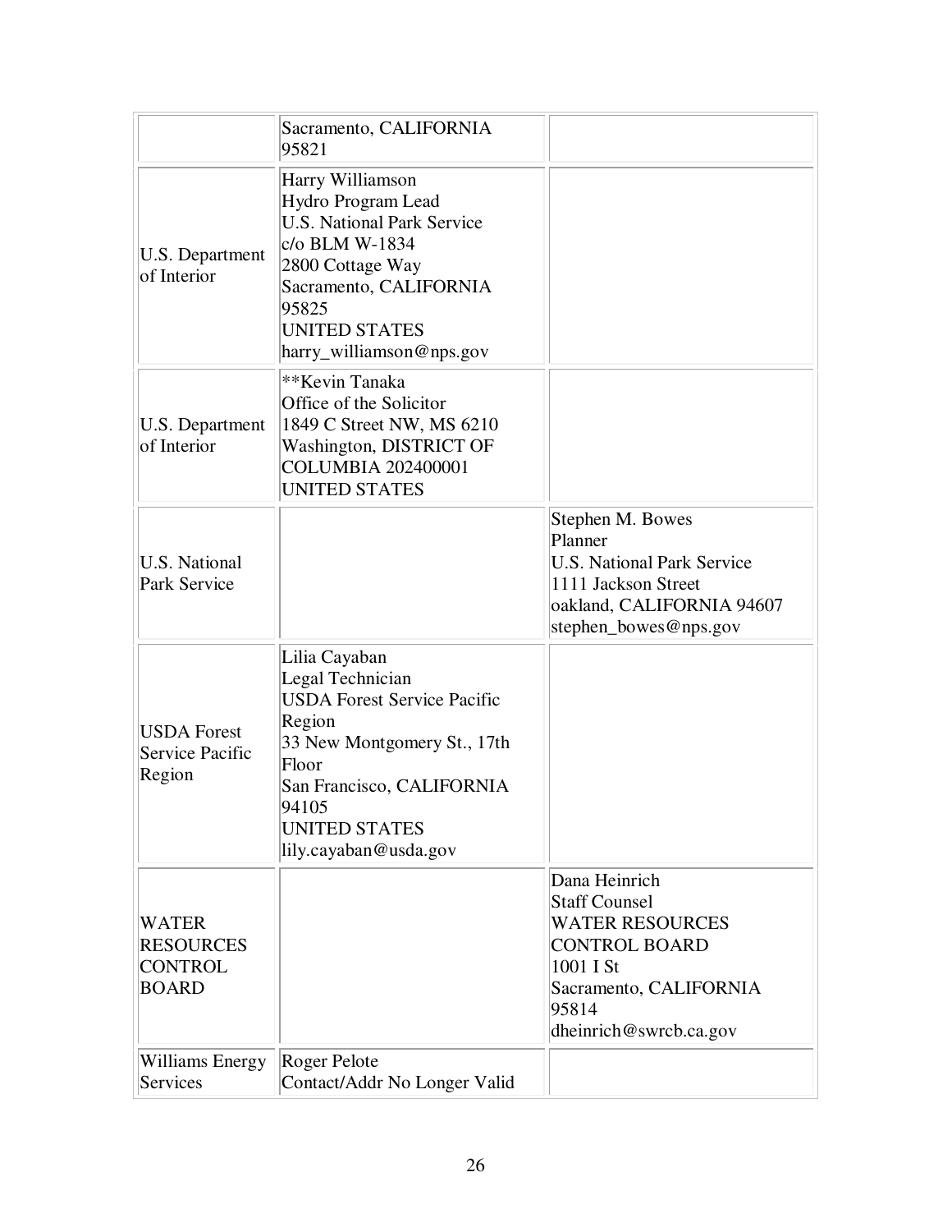| | | |
|---|---|---|
| | Sacramento, CALIFORNIA 95821 | |
| U.S. Department of Interior | Harry Williamson<br>Hydro Program Lead<br>U.S. National Park Service<br>c/o BLM W-1834<br>2800 Cottage Way<br>Sacramento, CALIFORNIA 95825<br>UNITED STATES<br>harry_williamson@nps.gov | |
| U.S. Department of Interior | **Kevin Tanaka<br>Office of the Solicitor<br>1849 C Street NW, MS 6210<br>Washington, DISTRICT OF COLUMBIA 202400001<br>UNITED STATES | |
| U.S. National Park Service | | Stephen M. Bowes<br>Planner<br>U.S. National Park Service<br>1111 Jackson Street<br>oakland, CALIFORNIA 94607<br>stephen_bowes@nps.gov |
| USDA Forest Service Pacific Region | Lilia Cayaban<br>Legal Technician<br>USDA Forest Service Pacific Region<br>33 New Montgomery St., 17th Floor<br>San Francisco, CALIFORNIA 94105<br>UNITED STATES<br>lily.cayaban@usda.gov | |
| WATER RESOURCES CONTROL BOARD | | Dana Heinrich<br>Staff Counsel<br>WATER RESOURCES CONTROL BOARD<br>1001 I St<br>Sacramento, CALIFORNIA 95814<br>dheinrich@swrcb.ca.gov |
| Williams Energy Services | Roger Pelote<br>Contact/Addr No Longer Valid | |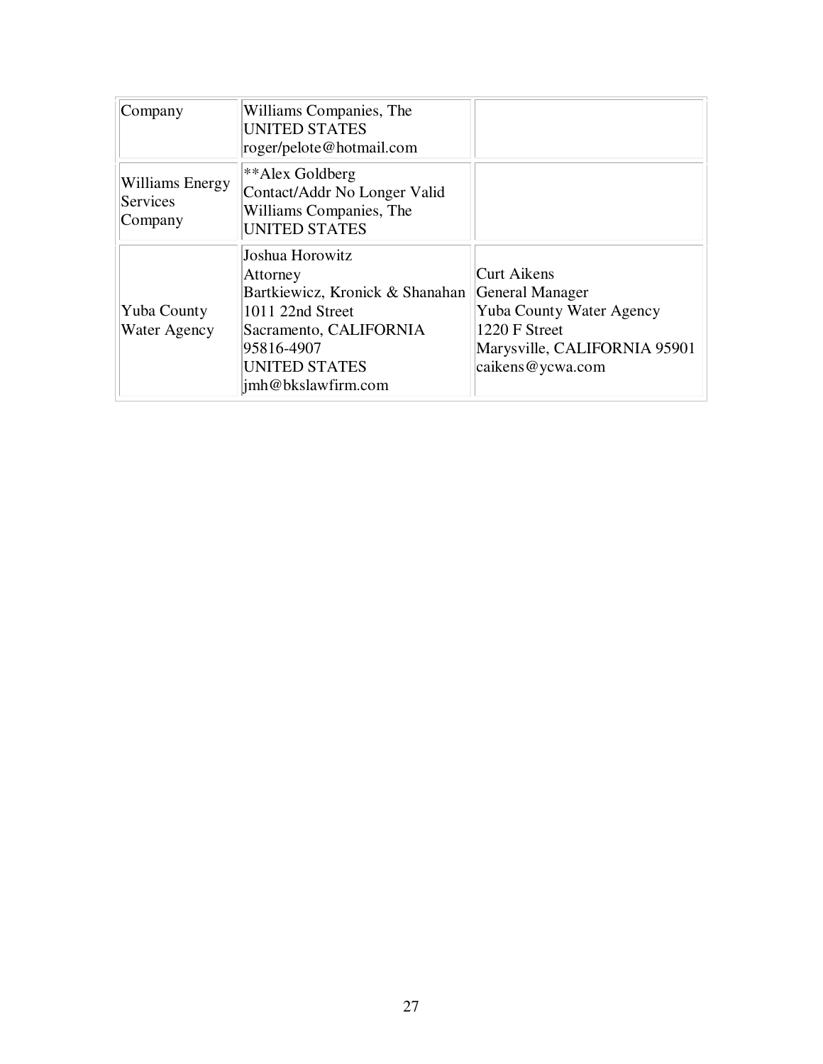| | | |
|---|---|---|
| Company | Williams Companies, The<br>UNITED STATES<br>roger/pelote@hotmail.com | |
| Williams Energy Services Company | **Alex Goldberg<br>Contact/Addr No Longer Valid<br>Williams Companies, The<br>UNITED STATES | |
| Yuba County Water Agency | Joshua Horowitz<br>Attorney<br>Bartkiewicz, Kronick & Shanahan<br>1011 22nd Street<br>Sacramento, CALIFORNIA 95816-4907<br>UNITED STATES<br>jmh@bkslawfirm.com | Curt Aikens<br>General Manager<br>Yuba County Water Agency<br>1220 F Street<br>Marysville, CALIFORNIA 95901<br>caikens@ycwa.com |